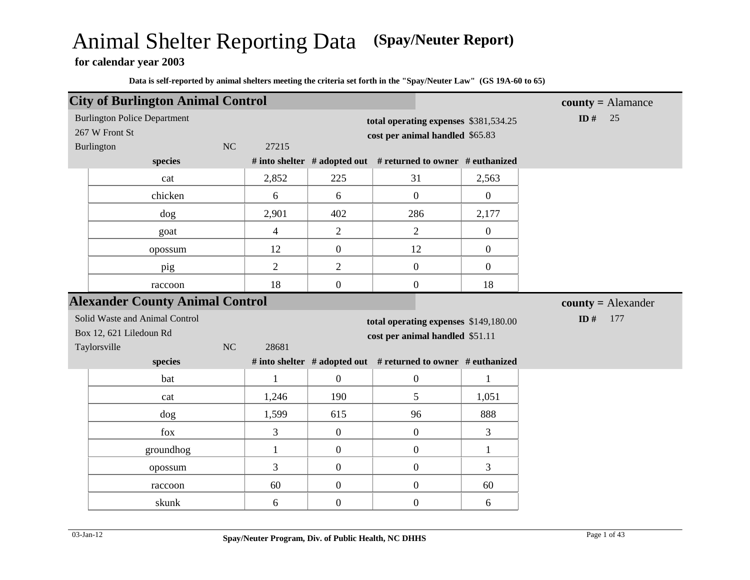# Animal Shelter Reporting Data (Spay/Neuter Report)

**for calendar year 2003**

**Data is self-reported by animal shelters meeting the criteria set forth in the "Spay/Neuter Law" (GS 19A-60 to 65)**

## City of Burlington Animal Control

**county =** Alamance

**ID #** 25

Burlington Police Department
267 W Front St
Burlington NC 27215

**total operating expenses** $381,534.25
**cost per animal handled** $65.83

| species | # into shelter | # adopted out | # returned to owner | # euthanized |
|---|---|---|---|---|
| cat | 2,852 | 225 | 31 | 2,563 |
| chicken | 6 | 6 | 0 | 0 |
| dog | 2,901 | 402 | 286 | 2,177 |
| goat | 4 | 2 | 2 | 0 |
| opossum | 12 | 0 | 12 | 0 |
| pig | 2 | 2 | 0 | 0 |
| raccoon | 18 | 0 | 0 | 18 |

## Alexander County Animal Control

**county =** Alexander

**ID #** 177

Solid Waste and Animal Control
Box 12, 621 Liledoun Rd
Taylorsville NC 28681

**total operating expenses** $149,180.00
**cost per animal handled** $51.11

| species | # into shelter | # adopted out | # returned to owner | # euthanized |
|---|---|---|---|---|
| bat | 1 | 0 | 0 | 1 |
| cat | 1,246 | 190 | 5 | 1,051 |
| dog | 1,599 | 615 | 96 | 888 |
| fox | 3 | 0 | 0 | 3 |
| groundhog | 1 | 0 | 0 | 1 |
| opossum | 3 | 0 | 0 | 3 |
| raccoon | 60 | 0 | 0 | 60 |
| skunk | 6 | 0 | 0 | 6 |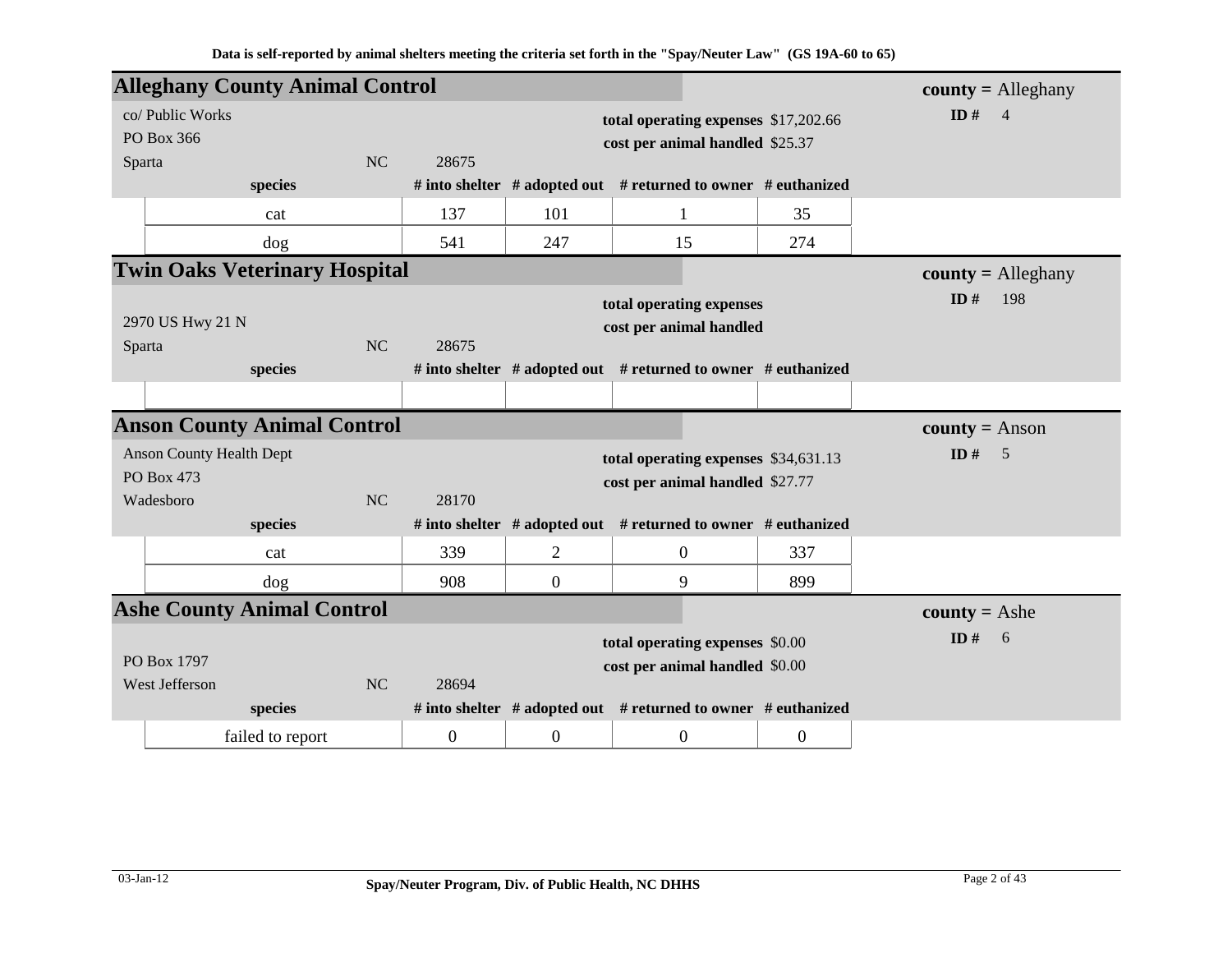**Data is self-reported by animal shelters meeting the criteria set forth in the "Spay/Neuter Law" (GS 19A-60 to 65)**

## Alleghany County Animal Control

**county =** Alleghany
**ID #** 4

co/ Public Works
PO Box 366
Sparta NC 28675

**total operating expenses** $17,202.66
**cost per animal handled** $25.37

| species | # into shelter | # adopted out | # returned to owner | # euthanized |
|---|---|---|---|---|
| cat | 137 | 101 | 1 | 35 |
| dog | 541 | 247 | 15 | 274 |

## Twin Oaks Veterinary Hospital

**county =** Alleghany
**ID #** 198

2970 US Hwy 21 N
Sparta NC 28675

**total operating expenses**
**cost per animal handled**

| species | # into shelter | # adopted out | # returned to owner | # euthanized |
|---|---|---|---|---|
| | | | | |

## Anson County Animal Control

**county =** Anson
**ID #** 5

Anson County Health Dept
PO Box 473
Wadesboro NC 28170

**total operating expenses** $34,631.13
**cost per animal handled** $27.77

| species | # into shelter | # adopted out | # returned to owner | # euthanized |
|---|---|---|---|---|
| cat | 339 | 2 | 0 | 337 |
| dog | 908 | 0 | 9 | 899 |

## Ashe County Animal Control

**county =** Ashe
**ID #** 6

PO Box 1797
West Jefferson NC 28694

**total operating expenses** $0.00
**cost per animal handled** $0.00

| species | # into shelter | # adopted out | # returned to owner | # euthanized |
|---|---|---|---|---|
| failed to report | 0 | 0 | 0 | 0 |

03-Jan-12 **Spay/Neuter Program, Div. of Public Health, NC DHHS**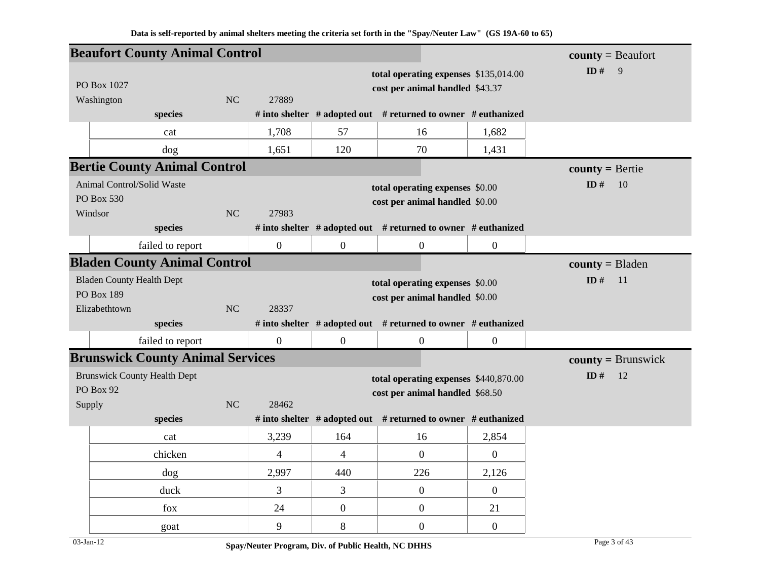Data is self-reported by animal shelters meeting the criteria set forth in the "Spay/Neuter Law" (GS 19A-60 to 65)

## Beaufort County Animal Control

**county =** Beaufort
**ID #** 9

PO Box 1027
Washington NC 27889

**total operating expenses** $135,014.00
**cost per animal handled** $43.37

| species | # into shelter | # adopted out | # returned to owner | # euthanized |
|---|---|---|---|---|
| cat | 1,708 | 57 | 16 | 1,682 |
| dog | 1,651 | 120 | 70 | 1,431 |

## Bertie County Animal Control

**county =** Bertie
**ID #** 10

Animal Control/Solid Waste
PO Box 530
Windsor NC 27983

**total operating expenses** $0.00
**cost per animal handled** $0.00

| species | # into shelter | # adopted out | # returned to owner | # euthanized |
|---|---|---|---|---|
| failed to report | 0 | 0 | 0 | 0 |

## Bladen County Animal Control

**county =** Bladen
**ID #** 11

Bladen County Health Dept
PO Box 189
Elizabethtown NC 28337

**total operating expenses** $0.00
**cost per animal handled** $0.00

| species | # into shelter | # adopted out | # returned to owner | # euthanized |
|---|---|---|---|---|
| failed to report | 0 | 0 | 0 | 0 |

## Brunswick County Animal Services

**county =** Brunswick
**ID #** 12

Brunswick County Health Dept
PO Box 92
Supply NC 28462

**total operating expenses** $440,870.00
**cost per animal handled** $68.50

| species | # into shelter | # adopted out | # returned to owner | # euthanized |
|---|---|---|---|---|
| cat | 3,239 | 164 | 16 | 2,854 |
| chicken | 4 | 4 | 0 | 0 |
| dog | 2,997 | 440 | 226 | 2,126 |
| duck | 3 | 3 | 0 | 0 |
| fox | 24 | 0 | 0 | 21 |
| goat | 9 | 8 | 0 | 0 |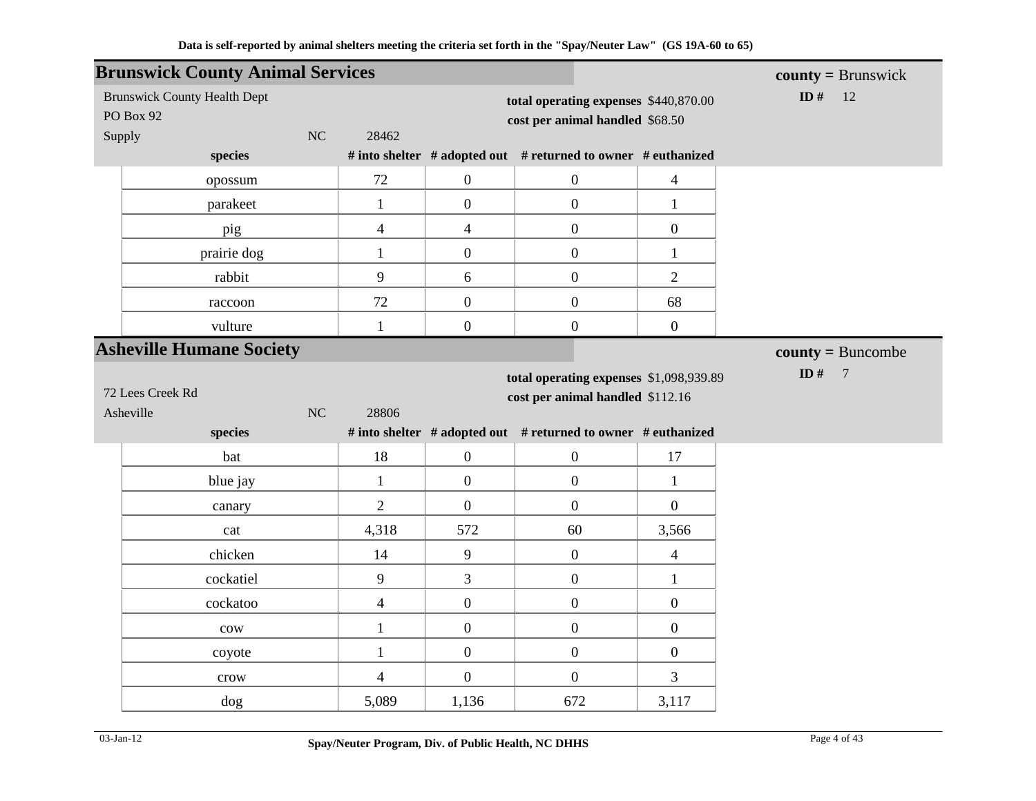Data is self-reported by animal shelters meeting the criteria set forth in the "Spay/Neuter Law" (GS 19A-60 to 65)

## Brunswick County Animal Services

**county =** Brunswick
**ID #** 12

Brunswick County Health Dept
PO Box 92
Supply NC 28462

**total operating expenses** $440,870.00
**cost per animal handled** $68.50

| species | # into shelter | # adopted out | # returned to owner | # euthanized |
|---|---|---|---|---|
| opossum | 72 | 0 | 0 | 4 |
| parakeet | 1 | 0 | 0 | 1 |
| pig | 4 | 4 | 0 | 0 |
| prairie dog | 1 | 0 | 0 | 1 |
| rabbit | 9 | 6 | 0 | 2 |
| raccoon | 72 | 0 | 0 | 68 |
| vulture | 1 | 0 | 0 | 0 |

## Asheville Humane Society

**county =** Buncombe
**ID #** 7

72 Lees Creek Rd
Asheville NC 28806

**total operating expenses** $1,098,939.89
**cost per animal handled** $112.16

| species | # into shelter | # adopted out | # returned to owner | # euthanized |
|---|---|---|---|---|
| bat | 18 | 0 | 0 | 17 |
| blue jay | 1 | 0 | 0 | 1 |
| canary | 2 | 0 | 0 | 0 |
| cat | 4,318 | 572 | 60 | 3,566 |
| chicken | 14 | 9 | 0 | 4 |
| cockatiel | 9 | 3 | 0 | 1 |
| cockatoo | 4 | 0 | 0 | 0 |
| cow | 1 | 0 | 0 | 0 |
| coyote | 1 | 0 | 0 | 0 |
| crow | 4 | 0 | 0 | 3 |
| dog | 5,089 | 1,136 | 672 | 3,117 |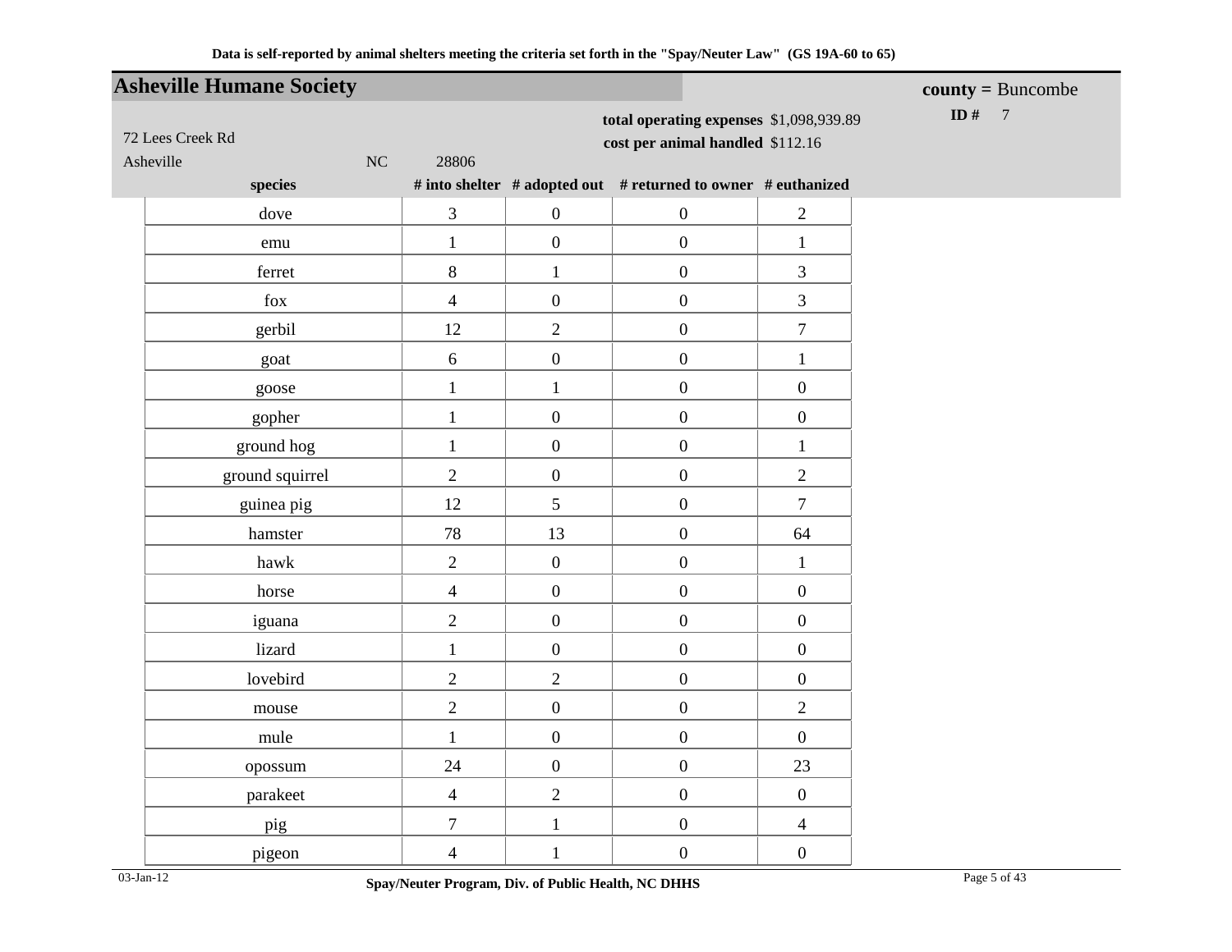Data is self-reported by animal shelters meeting the criteria set forth in the "Spay/Neuter Law" (GS 19A-60 to 65)

## Asheville Humane Society

**county =** Buncombe

**ID #** 7

72 Lees Creek Rd
Asheville NC 28806

**total operating expenses** $1,098,939.89
**cost per animal handled** $112.16

| species | # into shelter | # adopted out | # returned to owner | # euthanized |
|---|---|---|---|---|
| dove | 3 | 0 | 0 | 2 |
| emu | 1 | 0 | 0 | 1 |
| ferret | 8 | 1 | 0 | 3 |
| fox | 4 | 0 | 0 | 3 |
| gerbil | 12 | 2 | 0 | 7 |
| goat | 6 | 0 | 0 | 1 |
| goose | 1 | 1 | 0 | 0 |
| gopher | 1 | 0 | 0 | 0 |
| ground hog | 1 | 0 | 0 | 1 |
| ground squirrel | 2 | 0 | 0 | 2 |
| guinea pig | 12 | 5 | 0 | 7 |
| hamster | 78 | 13 | 0 | 64 |
| hawk | 2 | 0 | 0 | 1 |
| horse | 4 | 0 | 0 | 0 |
| iguana | 2 | 0 | 0 | 0 |
| lizard | 1 | 0 | 0 | 0 |
| lovebird | 2 | 2 | 0 | 0 |
| mouse | 2 | 0 | 0 | 2 |
| mule | 1 | 0 | 0 | 0 |
| opossum | 24 | 0 | 0 | 23 |
| parakeet | 4 | 2 | 0 | 0 |
| pig | 7 | 1 | 0 | 4 |
| pigeon | 4 | 1 | 0 | 0 |

03-Jan-12

Spay/Neuter Program, Div. of Public Health, NC DHHS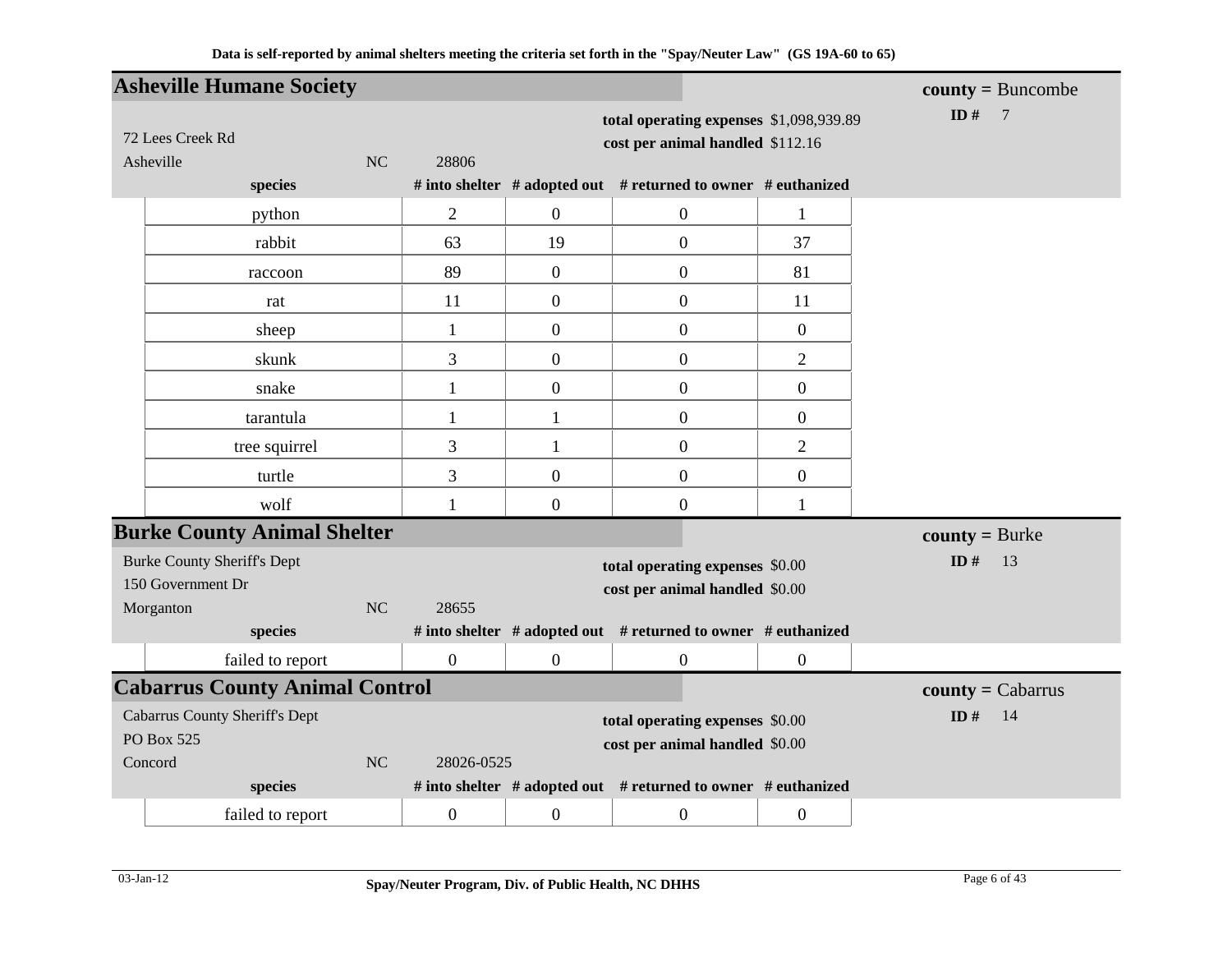Data is self-reported by animal shelters meeting the criteria set forth in the "Spay/Neuter Law" (GS 19A-60 to 65)

## Asheville Humane Society

**county =** Buncombe
**ID #** 7

72 Lees Creek Rd
Asheville NC 28806

**total operating expenses** $1,098,939.89
**cost per animal handled** $112.16

| species | # into shelter | # adopted out | # returned to owner | # euthanized |
|---|---|---|---|---|
| python | 2 | 0 | 0 | 1 |
| rabbit | 63 | 19 | 0 | 37 |
| raccoon | 89 | 0 | 0 | 81 |
| rat | 11 | 0 | 0 | 11 |
| sheep | 1 | 0 | 0 | 0 |
| skunk | 3 | 0 | 0 | 2 |
| snake | 1 | 0 | 0 | 0 |
| tarantula | 1 | 1 | 0 | 0 |
| tree squirrel | 3 | 1 | 0 | 2 |
| turtle | 3 | 0 | 0 | 0 |
| wolf | 1 | 0 | 0 | 1 |

## Burke County Animal Shelter

**county =** Burke
**ID #** 13

Burke County Sheriff's Dept
150 Government Dr
Morganton NC 28655

**total operating expenses** $0.00
**cost per animal handled** $0.00

| species | # into shelter | # adopted out | # returned to owner | # euthanized |
|---|---|---|---|---|
| failed to report | 0 | 0 | 0 | 0 |

## Cabarrus County Animal Control

**county =** Cabarrus
**ID #** 14

Cabarrus County Sheriff's Dept
PO Box 525
Concord NC 28026-0525

**total operating expenses** $0.00
**cost per animal handled** $0.00

| species | # into shelter | # adopted out | # returned to owner | # euthanized |
|---|---|---|---|---|
| failed to report | 0 | 0 | 0 | 0 |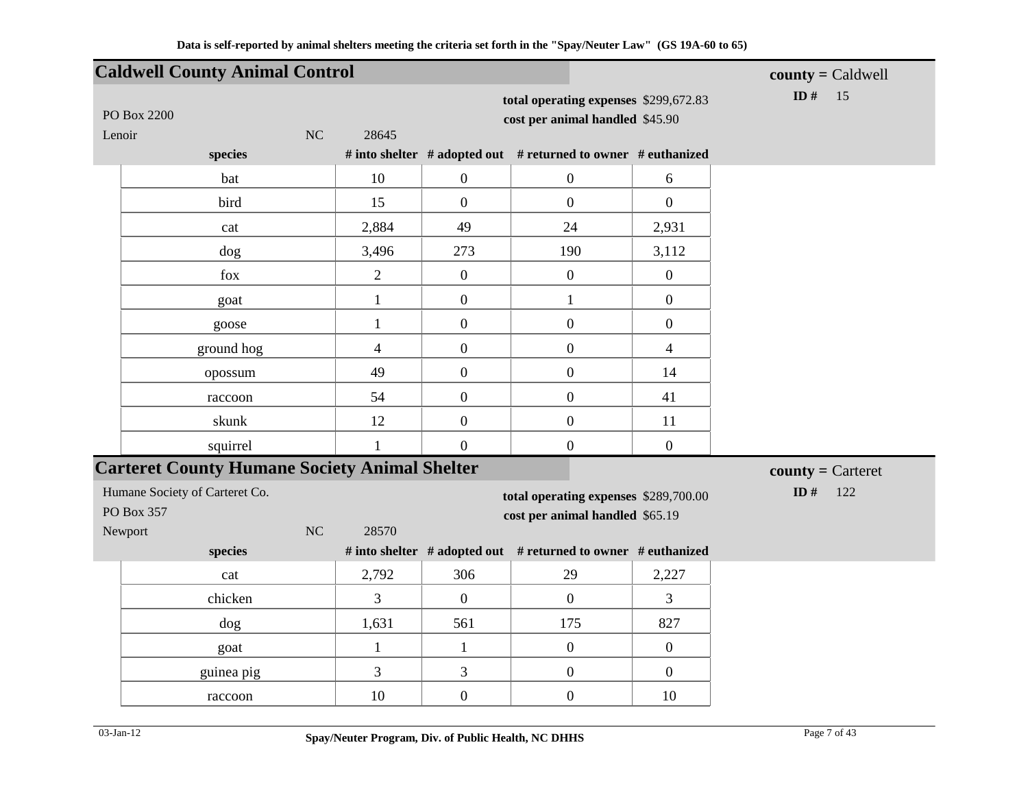Data is self-reported by animal shelters meeting the criteria set forth in the "Spay/Neuter Law" (GS 19A-60 to 65)

## Caldwell County Animal Control

**county =** Caldwell
**ID #** 15

PO Box 2200
Lenoir NC 28645

**total operating expenses** $299,672.83
**cost per animal handled** $45.90

| species | # into shelter | # adopted out | # returned to owner | # euthanized |
|---|---|---|---|---|
| bat | 10 | 0 | 0 | 6 |
| bird | 15 | 0 | 0 | 0 |
| cat | 2,884 | 49 | 24 | 2,931 |
| dog | 3,496 | 273 | 190 | 3,112 |
| fox | 2 | 0 | 0 | 0 |
| goat | 1 | 0 | 1 | 0 |
| goose | 1 | 0 | 0 | 0 |
| ground hog | 4 | 0 | 0 | 4 |
| opossum | 49 | 0 | 0 | 14 |
| raccoon | 54 | 0 | 0 | 41 |
| skunk | 12 | 0 | 0 | 11 |
| squirrel | 1 | 0 | 0 | 0 |

## Carteret County Humane Society Animal Shelter

**county =** Carteret
**ID #** 122

Humane Society of Carteret Co.
PO Box 357
Newport NC 28570

**total operating expenses** $289,700.00
**cost per animal handled** $65.19

| species | # into shelter | # adopted out | # returned to owner | # euthanized |
|---|---|---|---|---|
| cat | 2,792 | 306 | 29 | 2,227 |
| chicken | 3 | 0 | 0 | 3 |
| dog | 1,631 | 561 | 175 | 827 |
| goat | 1 | 1 | 0 | 0 |
| guinea pig | 3 | 3 | 0 | 0 |
| raccoon | 10 | 0 | 0 | 10 |

03-Jan-12 Spay/Neuter Program, Div. of Public Health, NC DHHS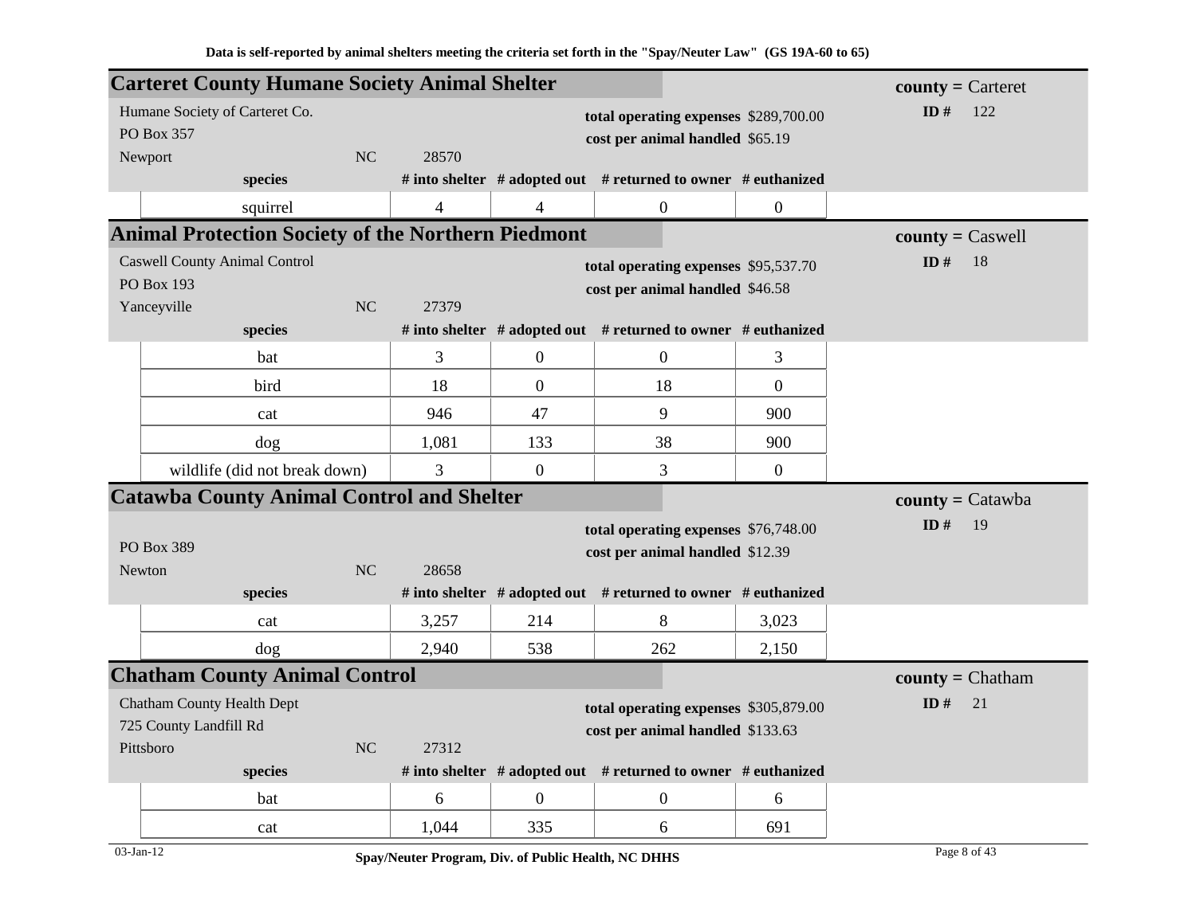Data is self-reported by animal shelters meeting the criteria set forth in the "Spay/Neuter Law" (GS 19A-60 to 65)

## Carteret County Humane Society Animal Shelter

**county =** Carteret

Humane Society of Carteret Co.
PO Box 357
Newport NC 28570

**total operating expenses** $289,700.00
**cost per animal handled** $65.19

**ID #** 122

| species | # into shelter | # adopted out | # returned to owner | # euthanized |
|---|---|---|---|---|
| squirrel | 4 | 4 | 0 | 0 |

## Animal Protection Society of the Northern Piedmont

**county =** Caswell

Caswell County Animal Control
PO Box 193
Yanceyville NC 27379

**total operating expenses** $95,537.70
**cost per animal handled** $46.58

**ID #** 18

| species | # into shelter | # adopted out | # returned to owner | # euthanized |
|---|---|---|---|---|
| bat | 3 | 0 | 0 | 3 |
| bird | 18 | 0 | 18 | 0 |
| cat | 946 | 47 | 9 | 900 |
| dog | 1,081 | 133 | 38 | 900 |
| wildlife (did not break down) | 3 | 0 | 3 | 0 |

## Catawba County Animal Control and Shelter

**county =** Catawba

PO Box 389
Newton NC 28658

**total operating expenses** $76,748.00
**cost per animal handled** $12.39

**ID #** 19

| species | # into shelter | # adopted out | # returned to owner | # euthanized |
|---|---|---|---|---|
| cat | 3,257 | 214 | 8 | 3,023 |
| dog | 2,940 | 538 | 262 | 2,150 |

## Chatham County Animal Control

**county =** Chatham

Chatham County Health Dept
725 County Landfill Rd
Pittsboro NC 27312

**total operating expenses** $305,879.00
**cost per animal handled** $133.63

**ID #** 21

| species | # into shelter | # adopted out | # returned to owner | # euthanized |
|---|---|---|---|---|
| bat | 6 | 0 | 0 | 6 |
| cat | 1,044 | 335 | 6 | 691 |

03-Jan-12

Spay/Neuter Program, Div. of Public Health, NC DHHS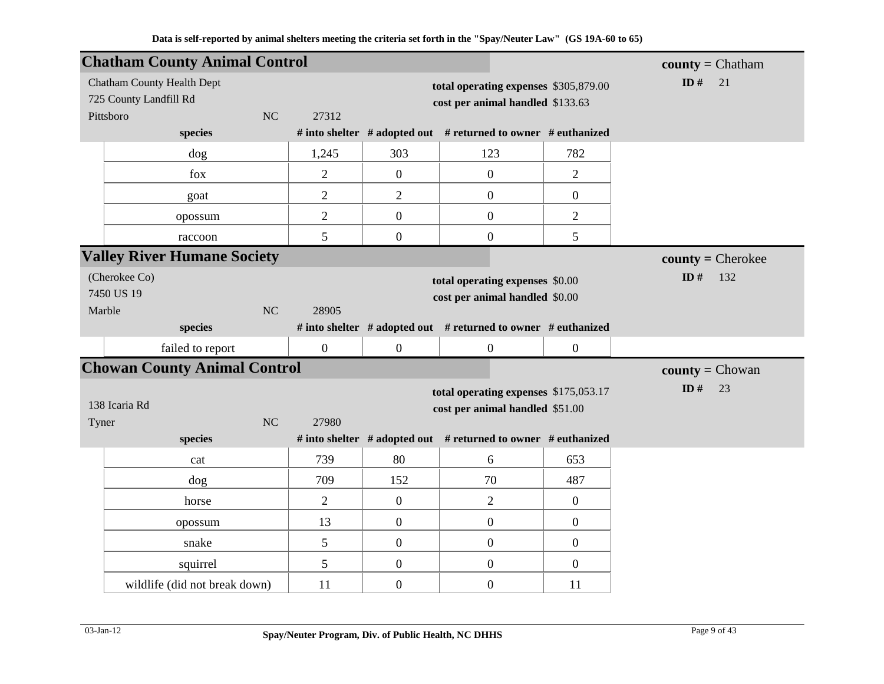Data is self-reported by animal shelters meeting the criteria set forth in the "Spay/Neuter Law" (GS 19A-60 to 65)

## Chatham County Animal Control

**county =** Chatham
**ID #** 21

Chatham County Health Dept
725 County Landfill Rd
Pittsboro NC 27312

**total operating expenses** $305,879.00
**cost per animal handled** $133.63

| species | # into shelter | # adopted out | # returned to owner | # euthanized |
|---|---|---|---|---|
| dog | 1,245 | 303 | 123 | 782 |
| fox | 2 | 0 | 0 | 2 |
| goat | 2 | 2 | 0 | 0 |
| opossum | 2 | 0 | 0 | 2 |
| raccoon | 5 | 0 | 0 | 5 |

## Valley River Humane Society

**county =** Cherokee
**ID #** 132

(Cherokee Co)
7450 US 19
Marble NC 28905

**total operating expenses** $0.00
**cost per animal handled** $0.00

| species | # into shelter | # adopted out | # returned to owner | # euthanized |
|---|---|---|---|---|
| failed to report | 0 | 0 | 0 | 0 |

## Chowan County Animal Control

**county =** Chowan
**ID #** 23

138 Icaria Rd
Tyner NC 27980

**total operating expenses** $175,053.17
**cost per animal handled** $51.00

| species | # into shelter | # adopted out | # returned to owner | # euthanized |
|---|---|---|---|---|
| cat | 739 | 80 | 6 | 653 |
| dog | 709 | 152 | 70 | 487 |
| horse | 2 | 0 | 2 | 0 |
| opossum | 13 | 0 | 0 | 0 |
| snake | 5 | 0 | 0 | 0 |
| squirrel | 5 | 0 | 0 | 0 |
| wildlife (did not break down) | 11 | 0 | 0 | 11 |

03-Jan-12 Spay/Neuter Program, Div. of Public Health, NC DHHS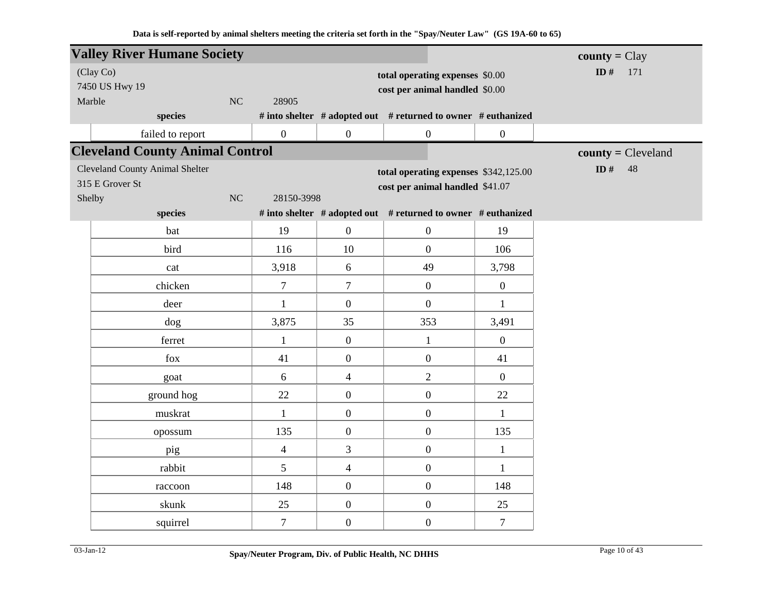Data is self-reported by animal shelters meeting the criteria set forth in the "Spay/Neuter Law" (GS 19A-60 to 65)

## Valley River Humane Society

**county =** Clay

(Clay Co)
7450 US Hwy 19
Marble NC 28905

**total operating expenses** $0.00
**cost per animal handled** $0.00

**ID #** 171

| species | # into shelter | # adopted out | # returned to owner | # euthanized |
|---|---|---|---|---|
| failed to report | 0 | 0 | 0 | 0 |

## Cleveland County Animal Control

**county =** Cleveland

Cleveland County Animal Shelter
315 E Grover St
Shelby NC 28150-3998

**total operating expenses** $342,125.00
**cost per animal handled** $41.07

**ID #** 48

| species | # into shelter | # adopted out | # returned to owner | # euthanized |
|---|---|---|---|---|
| bat | 19 | 0 | 0 | 19 |
| bird | 116 | 10 | 0 | 106 |
| cat | 3,918 | 6 | 49 | 3,798 |
| chicken | 7 | 7 | 0 | 0 |
| deer | 1 | 0 | 0 | 1 |
| dog | 3,875 | 35 | 353 | 3,491 |
| ferret | 1 | 0 | 1 | 0 |
| fox | 41 | 0 | 0 | 41 |
| goat | 6 | 4 | 2 | 0 |
| ground hog | 22 | 0 | 0 | 22 |
| muskrat | 1 | 0 | 0 | 1 |
| opossum | 135 | 0 | 0 | 135 |
| pig | 4 | 3 | 0 | 1 |
| rabbit | 5 | 4 | 0 | 1 |
| raccoon | 148 | 0 | 0 | 148 |
| skunk | 25 | 0 | 0 | 25 |
| squirrel | 7 | 0 | 0 | 7 |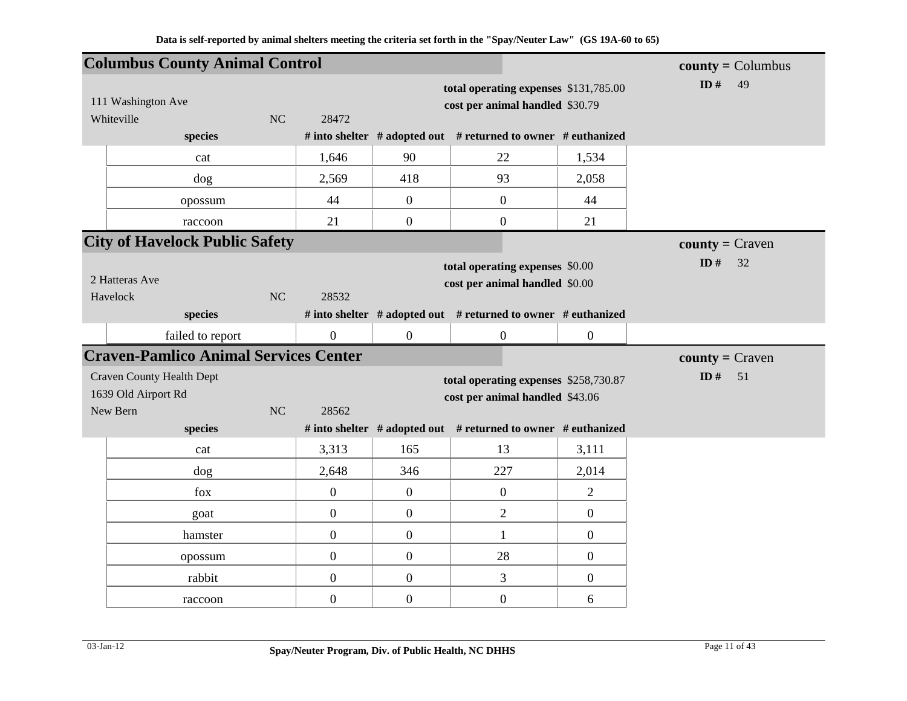Data is self-reported by animal shelters meeting the criteria set forth in the "Spay/Neuter Law" (GS 19A-60 to 65)

## Columbus County Animal Control

**county =** Columbus
**ID #** 49

111 Washington Ave
Whiteville NC 28472

**total operating expenses** $131,785.00
**cost per animal handled** $30.79

| species | # into shelter | # adopted out | # returned to owner | # euthanized |
|---|---|---|---|---|
| cat | 1,646 | 90 | 22 | 1,534 |
| dog | 2,569 | 418 | 93 | 2,058 |
| opossum | 44 | 0 | 0 | 44 |
| raccoon | 21 | 0 | 0 | 21 |

## City of Havelock Public Safety

**county =** Craven
**ID #** 32

2 Hatteras Ave
Havelock NC 28532

**total operating expenses** $0.00
**cost per animal handled** $0.00

| species | # into shelter | # adopted out | # returned to owner | # euthanized |
|---|---|---|---|---|
| failed to report | 0 | 0 | 0 | 0 |

## Craven-Pamlico Animal Services Center

**county =** Craven
**ID #** 51

Craven County Health Dept
1639 Old Airport Rd
New Bern NC 28562

**total operating expenses** $258,730.87
**cost per animal handled** $43.06

| species | # into shelter | # adopted out | # returned to owner | # euthanized |
|---|---|---|---|---|
| cat | 3,313 | 165 | 13 | 3,111 |
| dog | 2,648 | 346 | 227 | 2,014 |
| fox | 0 | 0 | 0 | 2 |
| goat | 0 | 0 | 2 | 0 |
| hamster | 0 | 0 | 1 | 0 |
| opossum | 0 | 0 | 28 | 0 |
| rabbit | 0 | 0 | 3 | 0 |
| raccoon | 0 | 0 | 0 | 6 |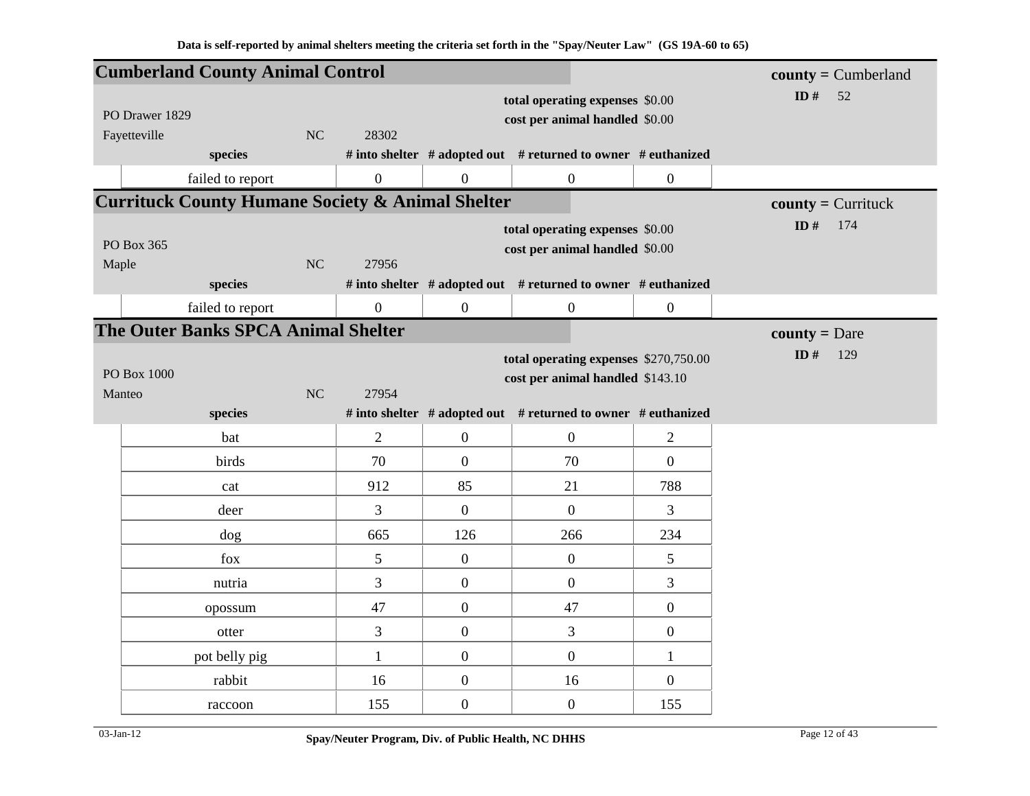Data is self-reported by animal shelters meeting the criteria set forth in the "Spay/Neuter Law" (GS 19A-60 to 65)

## Cumberland County Animal Control

**county =** Cumberland
**ID #** 52

PO Drawer 1829
Fayetteville NC 28302

**total operating expenses** $0.00
**cost per animal handled** $0.00

| species | # into shelter | # adopted out | # returned to owner | # euthanized |
|---|---|---|---|---|
| failed to report | 0 | 0 | 0 | 0 |

## Currituck County Humane Society & Animal Shelter

**county =** Currituck
**ID #** 174

PO Box 365
Maple NC 27956

**total operating expenses** $0.00
**cost per animal handled** $0.00

| species | # into shelter | # adopted out | # returned to owner | # euthanized |
|---|---|---|---|---|
| failed to report | 0 | 0 | 0 | 0 |

## The Outer Banks SPCA Animal Shelter

**county =** Dare
**ID #** 129

PO Box 1000
Manteo NC 27954

**total operating expenses** $270,750.00
**cost per animal handled** $143.10

| species | # into shelter | # adopted out | # returned to owner | # euthanized |
|---|---|---|---|---|
| bat | 2 | 0 | 0 | 2 |
| birds | 70 | 0 | 70 | 0 |
| cat | 912 | 85 | 21 | 788 |
| deer | 3 | 0 | 0 | 3 |
| dog | 665 | 126 | 266 | 234 |
| fox | 5 | 0 | 0 | 5 |
| nutria | 3 | 0 | 0 | 3 |
| opossum | 47 | 0 | 47 | 0 |
| otter | 3 | 0 | 3 | 0 |
| pot belly pig | 1 | 0 | 0 | 1 |
| rabbit | 16 | 0 | 16 | 0 |
| raccoon | 155 | 0 | 0 | 155 |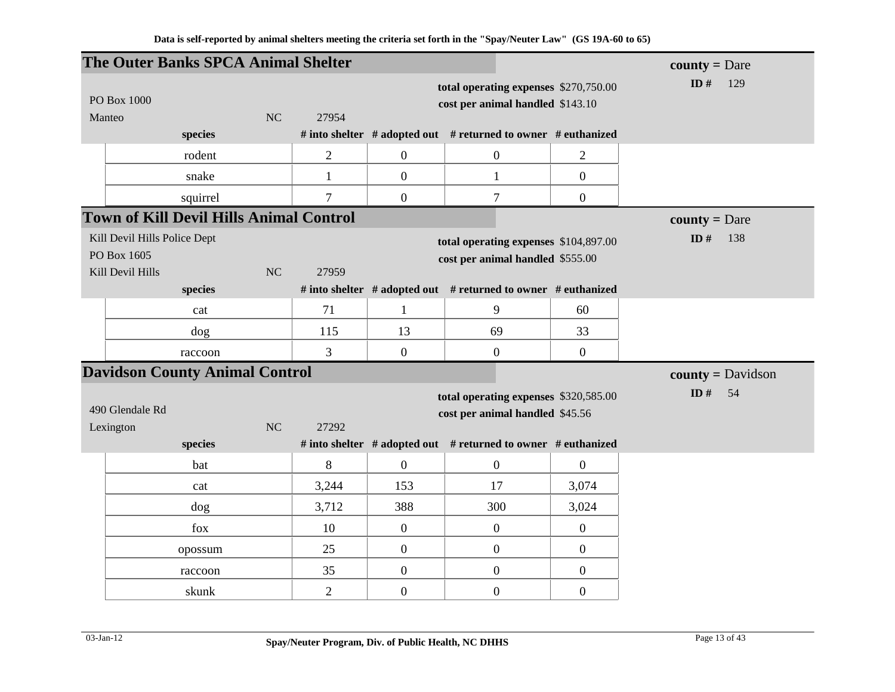Data is self-reported by animal shelters meeting the criteria set forth in the "Spay/Neuter Law" (GS 19A-60 to 65)

## The Outer Banks SPCA Animal Shelter

**county =** Dare
**ID #** 129

PO Box 1000
Manteo NC 27954

**total operating expenses** $270,750.00
**cost per animal handled** $143.10

| species | # into shelter | # adopted out | # returned to owner | # euthanized |
|---|---|---|---|---|
| rodent | 2 | 0 | 0 | 2 |
| snake | 1 | 0 | 1 | 0 |
| squirrel | 7 | 0 | 7 | 0 |

## Town of Kill Devil Hills Animal Control

**county =** Dare
**ID #** 138

Kill Devil Hills Police Dept
PO Box 1605
Kill Devil Hills NC 27959

**total operating expenses** $104,897.00
**cost per animal handled** $555.00

| species | # into shelter | # adopted out | # returned to owner | # euthanized |
|---|---|---|---|---|
| cat | 71 | 1 | 9 | 60 |
| dog | 115 | 13 | 69 | 33 |
| raccoon | 3 | 0 | 0 | 0 |

## Davidson County Animal Control

**county =** Davidson
**ID #** 54

490 Glendale Rd
Lexington NC 27292

**total operating expenses** $320,585.00
**cost per animal handled** $45.56

| species | # into shelter | # adopted out | # returned to owner | # euthanized |
|---|---|---|---|---|
| bat | 8 | 0 | 0 | 0 |
| cat | 3,244 | 153 | 17 | 3,074 |
| dog | 3,712 | 388 | 300 | 3,024 |
| fox | 10 | 0 | 0 | 0 |
| opossum | 25 | 0 | 0 | 0 |
| raccoon | 35 | 0 | 0 | 0 |
| skunk | 2 | 0 | 0 | 0 |

03-Jan-12 Spay/Neuter Program, Div. of Public Health, NC DHHS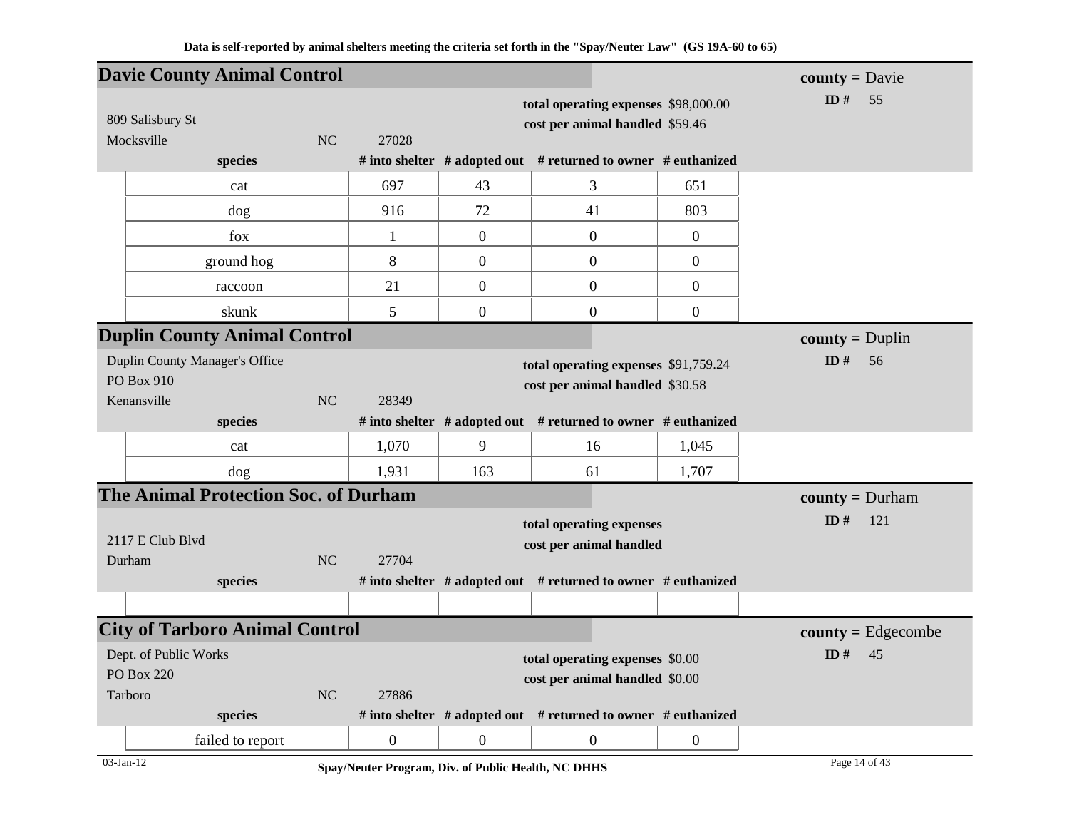Data is self-reported by animal shelters meeting the criteria set forth in the "Spay/Neuter Law" (GS 19A-60 to 65)

## Davie County Animal Control

**county =** Davie
**ID #** 55

809 Salisbury St
Mocksville NC 27028

**total operating expenses** $98,000.00
**cost per animal handled** $59.46

| species | # into shelter | # adopted out | # returned to owner | # euthanized |
|---|---|---|---|---|
| cat | 697 | 43 | 3 | 651 |
| dog | 916 | 72 | 41 | 803 |
| fox | 1 | 0 | 0 | 0 |
| ground hog | 8 | 0 | 0 | 0 |
| raccoon | 21 | 0 | 0 | 0 |
| skunk | 5 | 0 | 0 | 0 |

## Duplin County Animal Control

**county =** Duplin
**ID #** 56

Duplin County Manager's Office
PO Box 910
Kenansville NC 28349

**total operating expenses** $91,759.24
**cost per animal handled** $30.58

| species | # into shelter | # adopted out | # returned to owner | # euthanized |
|---|---|---|---|---|
| cat | 1,070 | 9 | 16 | 1,045 |
| dog | 1,931 | 163 | 61 | 1,707 |

## The Animal Protection Soc. of Durham

**county =** Durham
**ID #** 121

2117 E Club Blvd
Durham NC 27704

**total operating expenses**
**cost per animal handled**

| species | # into shelter | # adopted out | # returned to owner | # euthanized |
|---|---|---|---|---|
| | | | | |

## City of Tarboro Animal Control

**county =** Edgecombe
**ID #** 45

Dept. of Public Works
PO Box 220
Tarboro NC 27886

**total operating expenses** $0.00
**cost per animal handled** $0.00

| species | # into shelter | # adopted out | # returned to owner | # euthanized |
|---|---|---|---|---|
| failed to report | 0 | 0 | 0 | 0 |

03-Jan-12

Spay/Neuter Program, Div. of Public Health, NC DHHS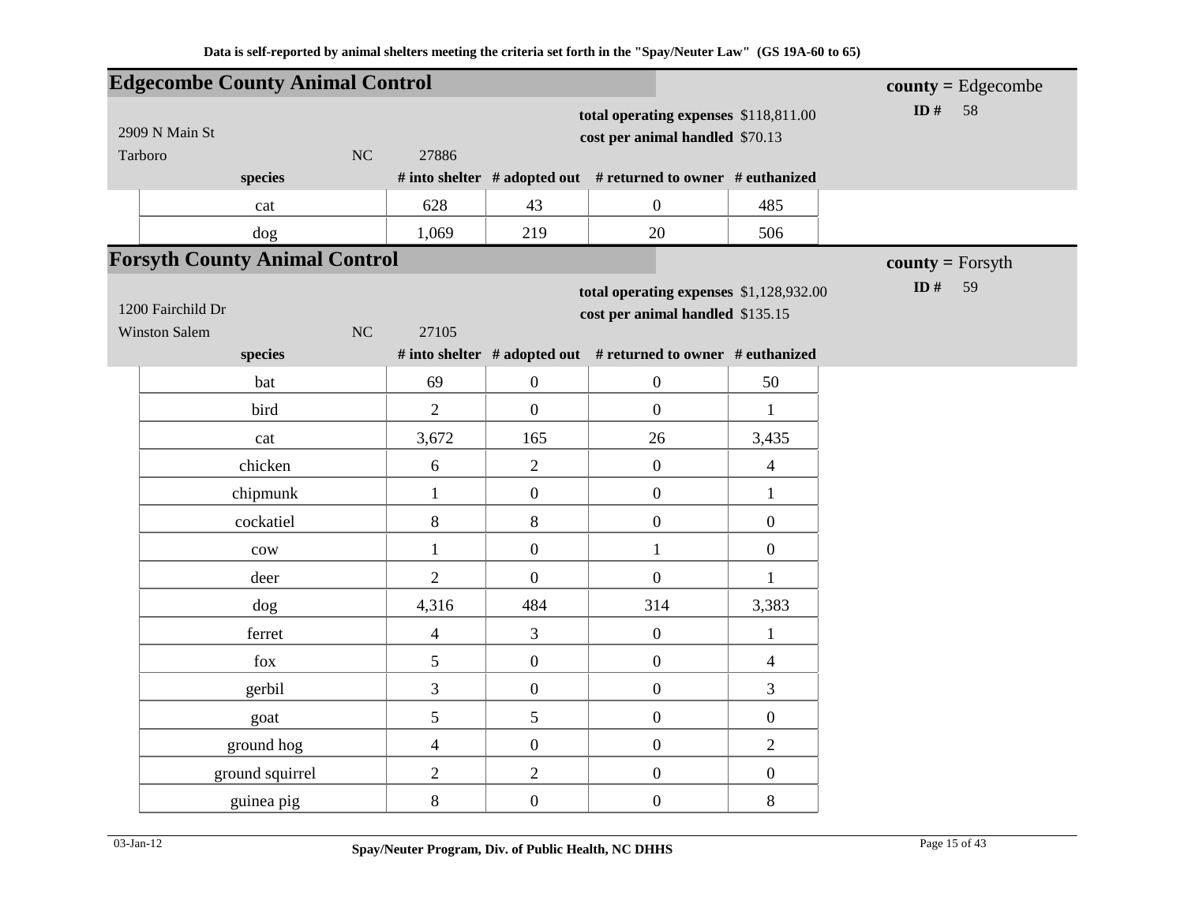Data is self-reported by animal shelters meeting the criteria set forth in the "Spay/Neuter Law" (GS 19A-60 to 65)

## Edgecombe County Animal Control

**county =** Edgecombe

**ID #** 58

2909 N Main St
Tarboro NC 27886

**total operating expenses** $118,811.00
**cost per animal handled** $70.13

| species | # into shelter | # adopted out | # returned to owner | # euthanized |
|---|---|---|---|---|
| cat | 628 | 43 | 0 | 485 |
| dog | 1,069 | 219 | 20 | 506 |

## Forsyth County Animal Control

**county =** Forsyth

**ID #** 59

1200 Fairchild Dr
Winston Salem NC 27105

**total operating expenses** $1,128,932.00
**cost per animal handled** $135.15

| species | # into shelter | # adopted out | # returned to owner | # euthanized |
|---|---|---|---|---|
| bat | 69 | 0 | 0 | 50 |
| bird | 2 | 0 | 0 | 1 |
| cat | 3,672 | 165 | 26 | 3,435 |
| chicken | 6 | 2 | 0 | 4 |
| chipmunk | 1 | 0 | 0 | 1 |
| cockatiel | 8 | 8 | 0 | 0 |
| cow | 1 | 0 | 1 | 0 |
| deer | 2 | 0 | 0 | 1 |
| dog | 4,316 | 484 | 314 | 3,383 |
| ferret | 4 | 3 | 0 | 1 |
| fox | 5 | 0 | 0 | 4 |
| gerbil | 3 | 0 | 0 | 3 |
| goat | 5 | 5 | 0 | 0 |
| ground hog | 4 | 0 | 0 | 2 |
| ground squirrel | 2 | 2 | 0 | 0 |
| guinea pig | 8 | 0 | 0 | 8 |

03-Jan-12 Spay/Neuter Program, Div. of Public Health, NC DHHS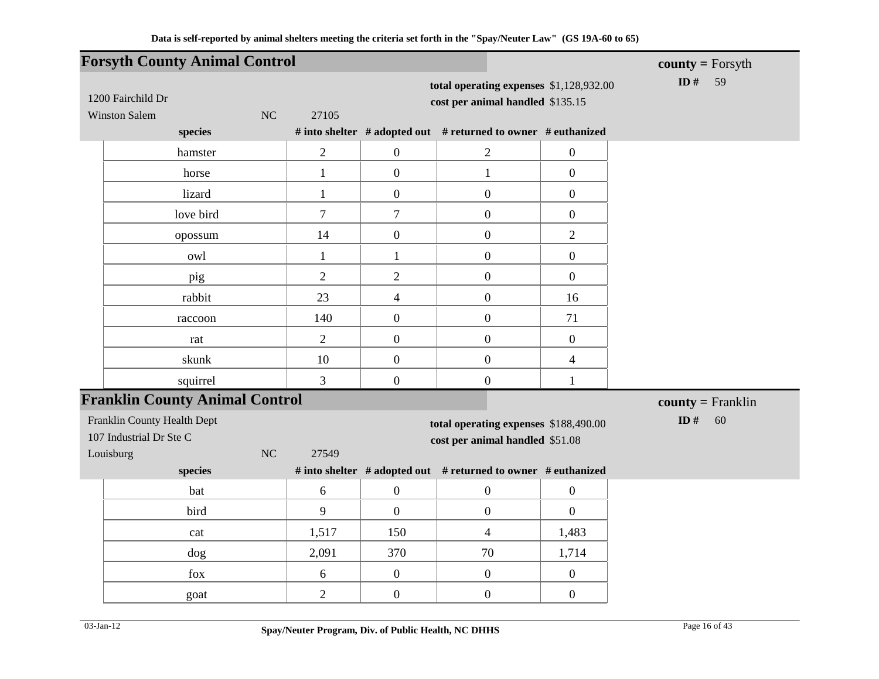Data is self-reported by animal shelters meeting the criteria set forth in the "Spay/Neuter Law" (GS 19A-60 to 65)

## Forsyth County Animal Control

**county =** Forsyth
**ID #** 59

1200 Fairchild Dr
Winston Salem NC 27105

**total operating expenses** $1,128,932.00
**cost per animal handled** $135.15

| species | # into shelter | # adopted out | # returned to owner | # euthanized |
|---|---|---|---|---|
| hamster | 2 | 0 | 2 | 0 |
| horse | 1 | 0 | 1 | 0 |
| lizard | 1 | 0 | 0 | 0 |
| love bird | 7 | 7 | 0 | 0 |
| opossum | 14 | 0 | 0 | 2 |
| owl | 1 | 1 | 0 | 0 |
| pig | 2 | 2 | 0 | 0 |
| rabbit | 23 | 4 | 0 | 16 |
| raccoon | 140 | 0 | 0 | 71 |
| rat | 2 | 0 | 0 | 0 |
| skunk | 10 | 0 | 0 | 4 |
| squirrel | 3 | 0 | 0 | 1 |

## Franklin County Animal Control

**county =** Franklin
**ID #** 60

Franklin County Health Dept
107 Industrial Dr Ste C
Louisburg NC 27549

**total operating expenses** $188,490.00
**cost per animal handled** $51.08

| species | # into shelter | # adopted out | # returned to owner | # euthanized |
|---|---|---|---|---|
| bat | 6 | 0 | 0 | 0 |
| bird | 9 | 0 | 0 | 0 |
| cat | 1,517 | 150 | 4 | 1,483 |
| dog | 2,091 | 370 | 70 | 1,714 |
| fox | 6 | 0 | 0 | 0 |
| goat | 2 | 0 | 0 | 0 |

03-Jan-12 Spay/Neuter Program, Div. of Public Health, NC DHHS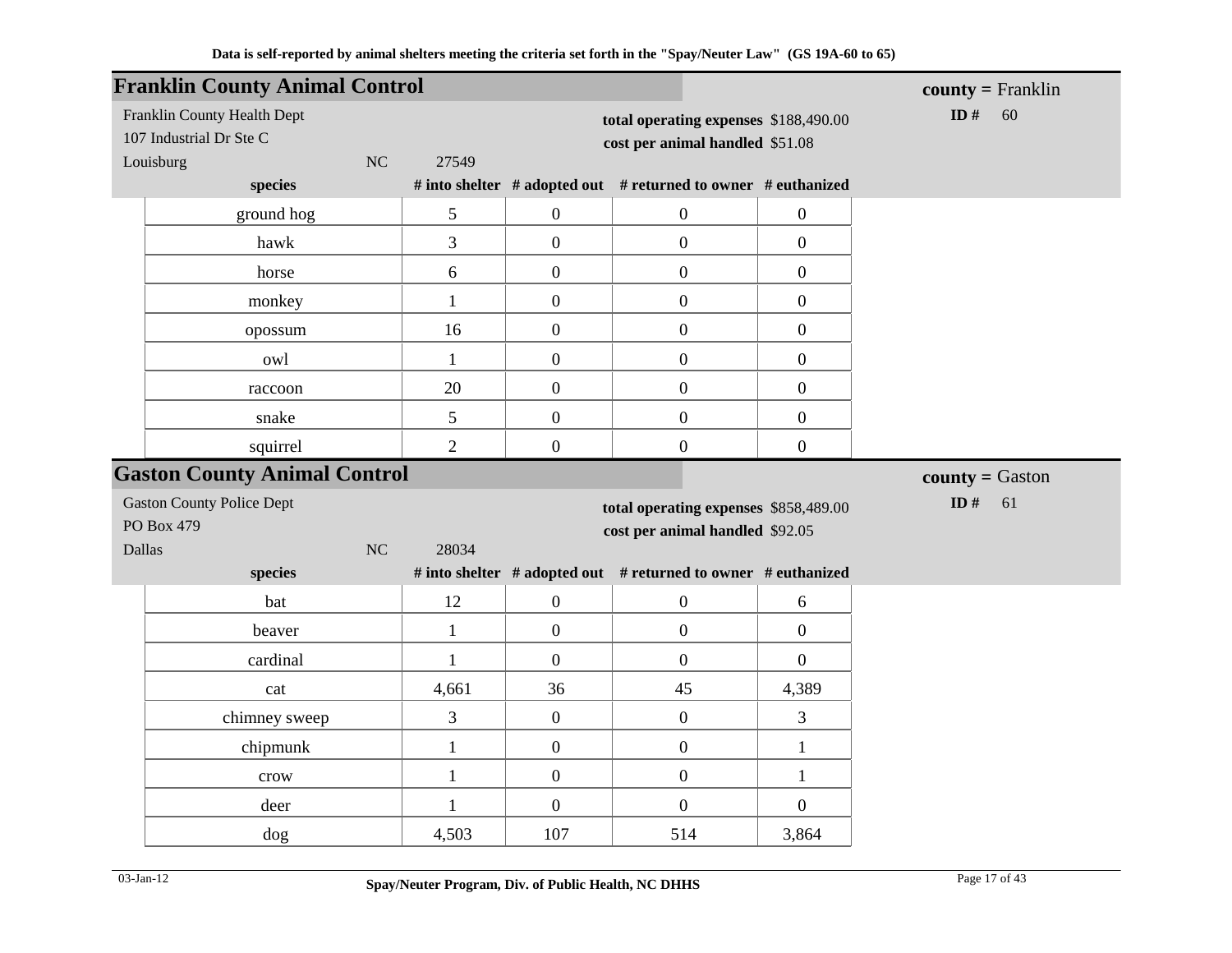Data is self-reported by animal shelters meeting the criteria set forth in the "Spay/Neuter Law" (GS 19A-60 to 65)

## Franklin County Animal Control

**county =** Franklin

**ID #** 60

Franklin County Health Dept
107 Industrial Dr Ste C
Louisburg NC 27549

**total operating expenses** $188,490.00
**cost per animal handled** $51.08

| species | # into shelter | # adopted out | # returned to owner | # euthanized |
|---|---|---|---|---|
| ground hog | 5 | 0 | 0 | 0 |
| hawk | 3 | 0 | 0 | 0 |
| horse | 6 | 0 | 0 | 0 |
| monkey | 1 | 0 | 0 | 0 |
| opossum | 16 | 0 | 0 | 0 |
| owl | 1 | 0 | 0 | 0 |
| raccoon | 20 | 0 | 0 | 0 |
| snake | 5 | 0 | 0 | 0 |
| squirrel | 2 | 0 | 0 | 0 |

## Gaston County Animal Control

**county =** Gaston

**ID #** 61

Gaston County Police Dept
PO Box 479
Dallas NC 28034

**total operating expenses** $858,489.00
**cost per animal handled** $92.05

| species | # into shelter | # adopted out | # returned to owner | # euthanized |
|---|---|---|---|---|
| bat | 12 | 0 | 0 | 6 |
| beaver | 1 | 0 | 0 | 0 |
| cardinal | 1 | 0 | 0 | 0 |
| cat | 4,661 | 36 | 45 | 4,389 |
| chimney sweep | 3 | 0 | 0 | 3 |
| chipmunk | 1 | 0 | 0 | 1 |
| crow | 1 | 0 | 0 | 1 |
| deer | 1 | 0 | 0 | 0 |
| dog | 4,503 | 107 | 514 | 3,864 |

03-Jan-12

Spay/Neuter Program, Div. of Public Health, NC DHHS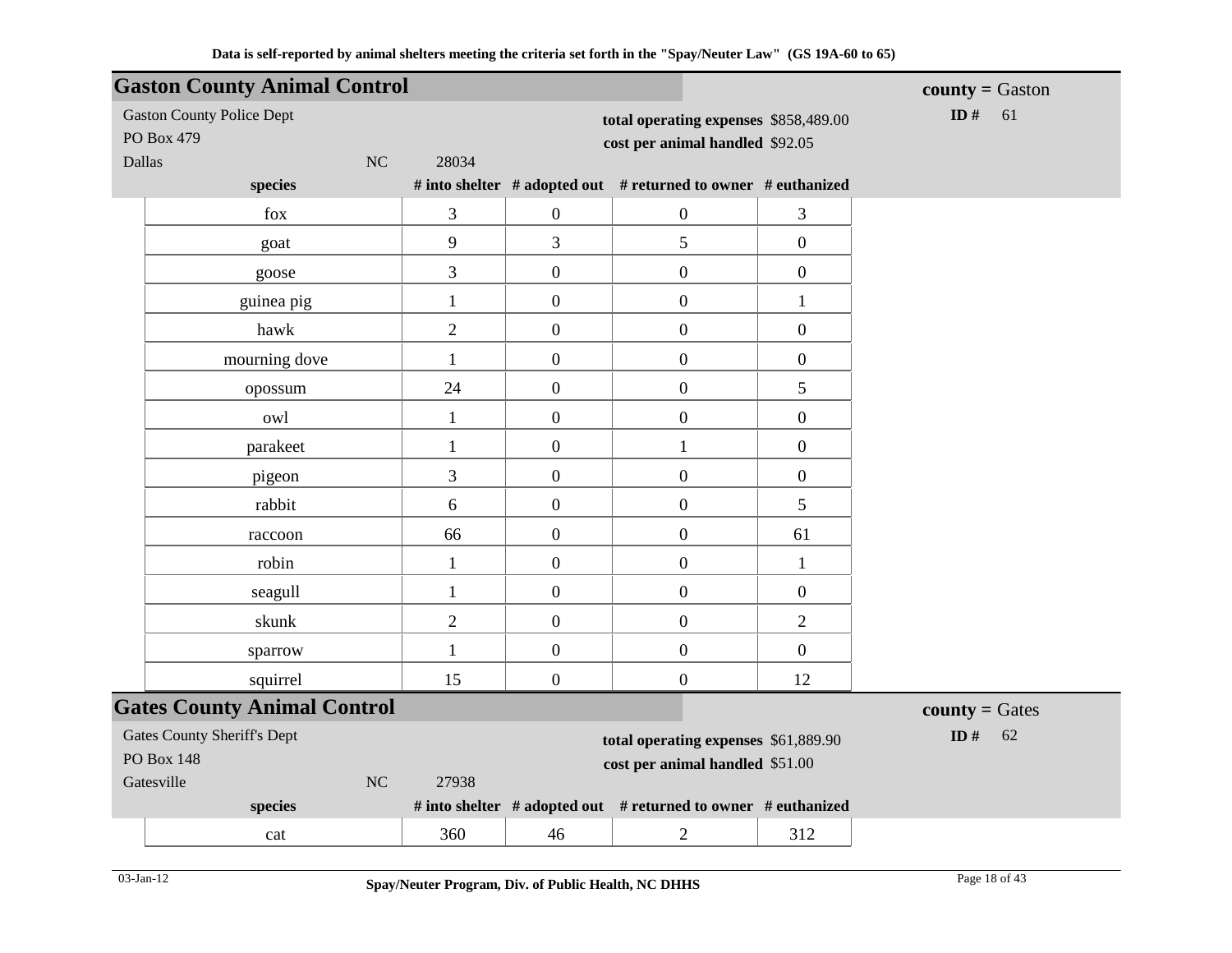Data is self-reported by animal shelters meeting the criteria set forth in the "Spay/Neuter Law" (GS 19A-60 to 65)

## Gaston County Animal Control

**county =** Gaston
**ID #** 61

Gaston County Police Dept
PO Box 479
Dallas NC 28034

**total operating expenses** $858,489.00
**cost per animal handled** $92.05

| species | # into shelter | # adopted out | # returned to owner | # euthanized |
|---|---|---|---|---|
| fox | 3 | 0 | 0 | 3 |
| goat | 9 | 3 | 5 | 0 |
| goose | 3 | 0 | 0 | 0 |
| guinea pig | 1 | 0 | 0 | 1 |
| hawk | 2 | 0 | 0 | 0 |
| mourning dove | 1 | 0 | 0 | 0 |
| opossum | 24 | 0 | 0 | 5 |
| owl | 1 | 0 | 0 | 0 |
| parakeet | 1 | 0 | 1 | 0 |
| pigeon | 3 | 0 | 0 | 0 |
| rabbit | 6 | 0 | 0 | 5 |
| raccoon | 66 | 0 | 0 | 61 |
| robin | 1 | 0 | 0 | 1 |
| seagull | 1 | 0 | 0 | 0 |
| skunk | 2 | 0 | 0 | 2 |
| sparrow | 1 | 0 | 0 | 0 |
| squirrel | 15 | 0 | 0 | 12 |

## Gates County Animal Control

**county =** Gates
**ID #** 62

Gates County Sheriff's Dept
PO Box 148
Gatesville NC 27938

**total operating expenses** $61,889.90
**cost per animal handled** $51.00

| species | # into shelter | # adopted out | # returned to owner | # euthanized |
|---|---|---|---|---|
| cat | 360 | 46 | 2 | 312 |

03-Jan-12

Spay/Neuter Program, Div. of Public Health, NC DHHS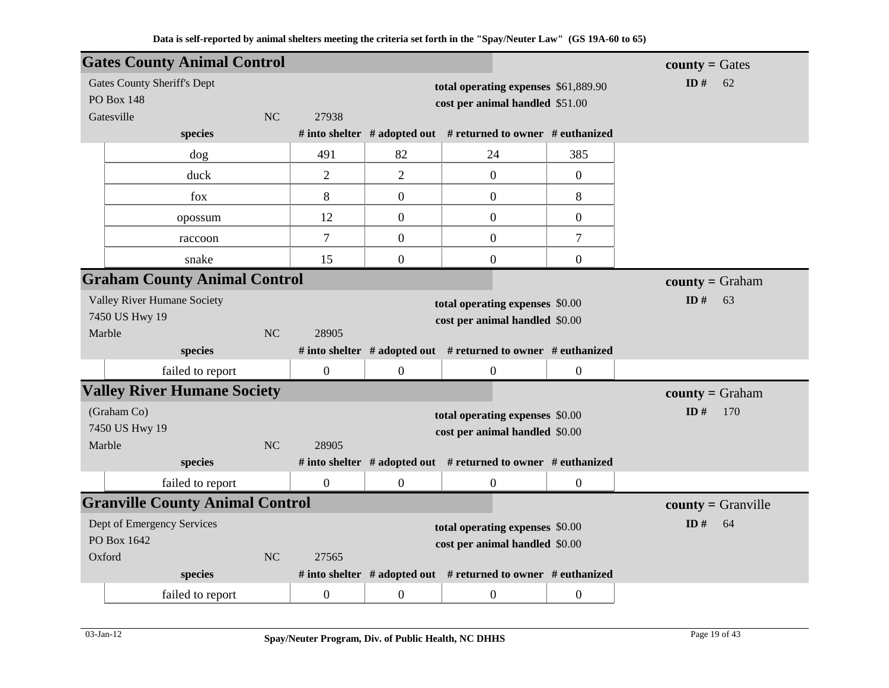Data is self-reported by animal shelters meeting the criteria set forth in the "Spay/Neuter Law" (GS 19A-60 to 65)

## Gates County Animal Control

**county =** Gates
**ID #** 62

Gates County Sheriff's Dept
PO Box 148
Gatesville NC 27938

**total operating expenses** $61,889.90
**cost per animal handled** $51.00

| species | # into shelter | # adopted out | # returned to owner | # euthanized |
|---|---|---|---|---|
| dog | 491 | 82 | 24 | 385 |
| duck | 2 | 2 | 0 | 0 |
| fox | 8 | 0 | 0 | 8 |
| opossum | 12 | 0 | 0 | 0 |
| raccoon | 7 | 0 | 0 | 7 |
| snake | 15 | 0 | 0 | 0 |

## Graham County Animal Control

**county =** Graham
**ID #** 63

Valley River Humane Society
7450 US Hwy 19
Marble NC 28905

**total operating expenses** $0.00
**cost per animal handled** $0.00

| species | # into shelter | # adopted out | # returned to owner | # euthanized |
|---|---|---|---|---|
| failed to report | 0 | 0 | 0 | 0 |

## Valley River Humane Society

**county =** Graham
**ID #** 170

(Graham Co)
7450 US Hwy 19
Marble NC 28905

**total operating expenses** $0.00
**cost per animal handled** $0.00

| species | # into shelter | # adopted out | # returned to owner | # euthanized |
|---|---|---|---|---|
| failed to report | 0 | 0 | 0 | 0 |

## Granville County Animal Control

**county =** Granville
**ID #** 64

Dept of Emergency Services
PO Box 1642
Oxford NC 27565

**total operating expenses** $0.00
**cost per animal handled** $0.00

| species | # into shelter | # adopted out | # returned to owner | # euthanized |
|---|---|---|---|---|
| failed to report | 0 | 0 | 0 | 0 |

03-Jan-12 Spay/Neuter Program, Div. of Public Health, NC DHHS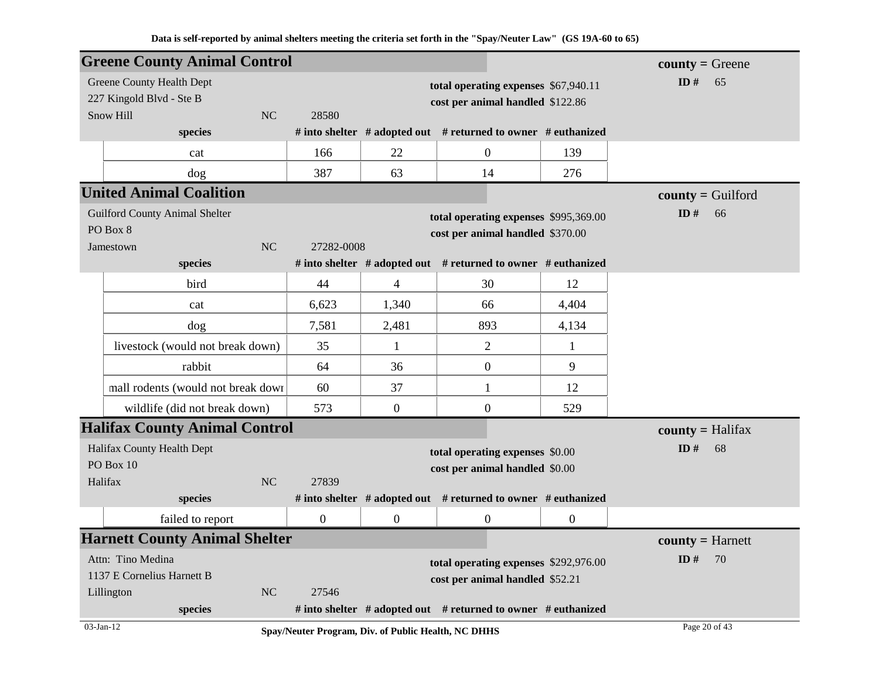Data is self-reported by animal shelters meeting the criteria set forth in the "Spay/Neuter Law" (GS 19A-60 to 65)

## Greene County Animal Control

**county =** Greene
**ID #** 65

Greene County Health Dept
227 Kingold Blvd - Ste B
Snow Hill NC 28580

**total operating expenses** $67,940.11
**cost per animal handled** $122.86

| species | # into shelter | # adopted out | # returned to owner | # euthanized |
|---|---|---|---|---|
| cat | 166 | 22 | 0 | 139 |
| dog | 387 | 63 | 14 | 276 |

## United Animal Coalition

**county =** Guilford
**ID #** 66

Guilford County Animal Shelter
PO Box 8
Jamestown NC 27282-0008

**total operating expenses** $995,369.00
**cost per animal handled** $370.00

| species | # into shelter | # adopted out | # returned to owner | # euthanized |
|---|---|---|---|---|
| bird | 44 | 4 | 30 | 12 |
| cat | 6,623 | 1,340 | 66 | 4,404 |
| dog | 7,581 | 2,481 | 893 | 4,134 |
| livestock (would not break down) | 35 | 1 | 2 | 1 |
| rabbit | 64 | 36 | 0 | 9 |
| mall rodents (would not break dowr | 60 | 37 | 1 | 12 |
| wildlife (did not break down) | 573 | 0 | 0 | 529 |

## Halifax County Animal Control

**county =** Halifax
**ID #** 68

Halifax County Health Dept
PO Box 10
Halifax NC 27839

**total operating expenses** $0.00
**cost per animal handled** $0.00

| species | # into shelter | # adopted out | # returned to owner | # euthanized |
|---|---|---|---|---|
| failed to report | 0 | 0 | 0 | 0 |

## Harnett County Animal Shelter

**county =** Harnett
**ID #** 70

Attn: Tino Medina
1137 E Cornelius Harnett B
Lillington NC 27546

**total operating expenses** $292,976.00
**cost per animal handled** $52.21

| species | # into shelter | # adopted out | # returned to owner | # euthanized |
|---|---|---|---|---|

03-Jan-12

Spay/Neuter Program, Div. of Public Health, NC DHHS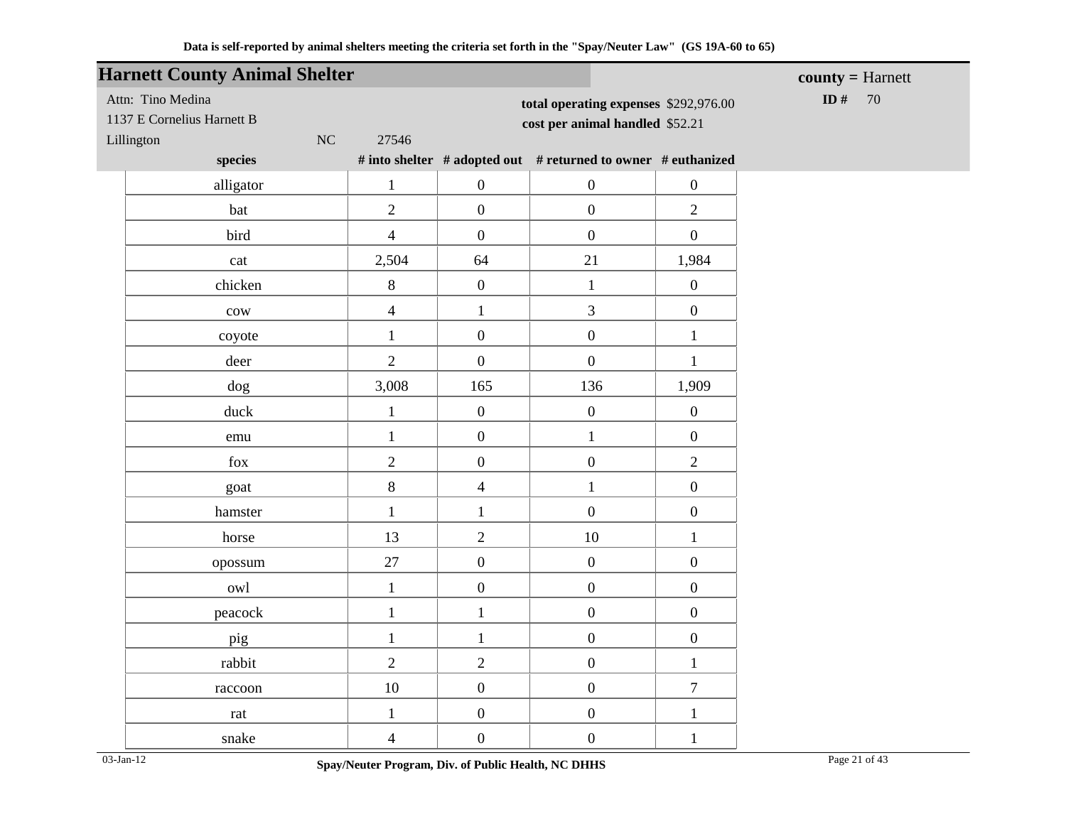Data is self-reported by animal shelters meeting the criteria set forth in the "Spay/Neuter Law" (GS 19A-60 to 65)

## Harnett County Animal Shelter

**county =** Harnett

**ID #** 70

Attn: Tino Medina
1137 E Cornelius Harnett B
Lillington NC 27546

**total operating expenses** $292,976.00
**cost per animal handled** $52.21

| species | # into shelter | # adopted out | # returned to owner | # euthanized |
|---|---|---|---|---|
| alligator | 1 | 0 | 0 | 0 |
| bat | 2 | 0 | 0 | 2 |
| bird | 4 | 0 | 0 | 0 |
| cat | 2,504 | 64 | 21 | 1,984 |
| chicken | 8 | 0 | 1 | 0 |
| cow | 4 | 1 | 3 | 0 |
| coyote | 1 | 0 | 0 | 1 |
| deer | 2 | 0 | 0 | 1 |
| dog | 3,008 | 165 | 136 | 1,909 |
| duck | 1 | 0 | 0 | 0 |
| emu | 1 | 0 | 1 | 0 |
| fox | 2 | 0 | 0 | 2 |
| goat | 8 | 4 | 1 | 0 |
| hamster | 1 | 1 | 0 | 0 |
| horse | 13 | 2 | 10 | 1 |
| opossum | 27 | 0 | 0 | 0 |
| owl | 1 | 0 | 0 | 0 |
| peacock | 1 | 1 | 0 | 0 |
| pig | 1 | 1 | 0 | 0 |
| rabbit | 2 | 2 | 0 | 1 |
| raccoon | 10 | 0 | 0 | 7 |
| rat | 1 | 0 | 0 | 1 |
| snake | 4 | 0 | 0 | 1 |

03-Jan-12

Spay/Neuter Program, Div. of Public Health, NC DHHS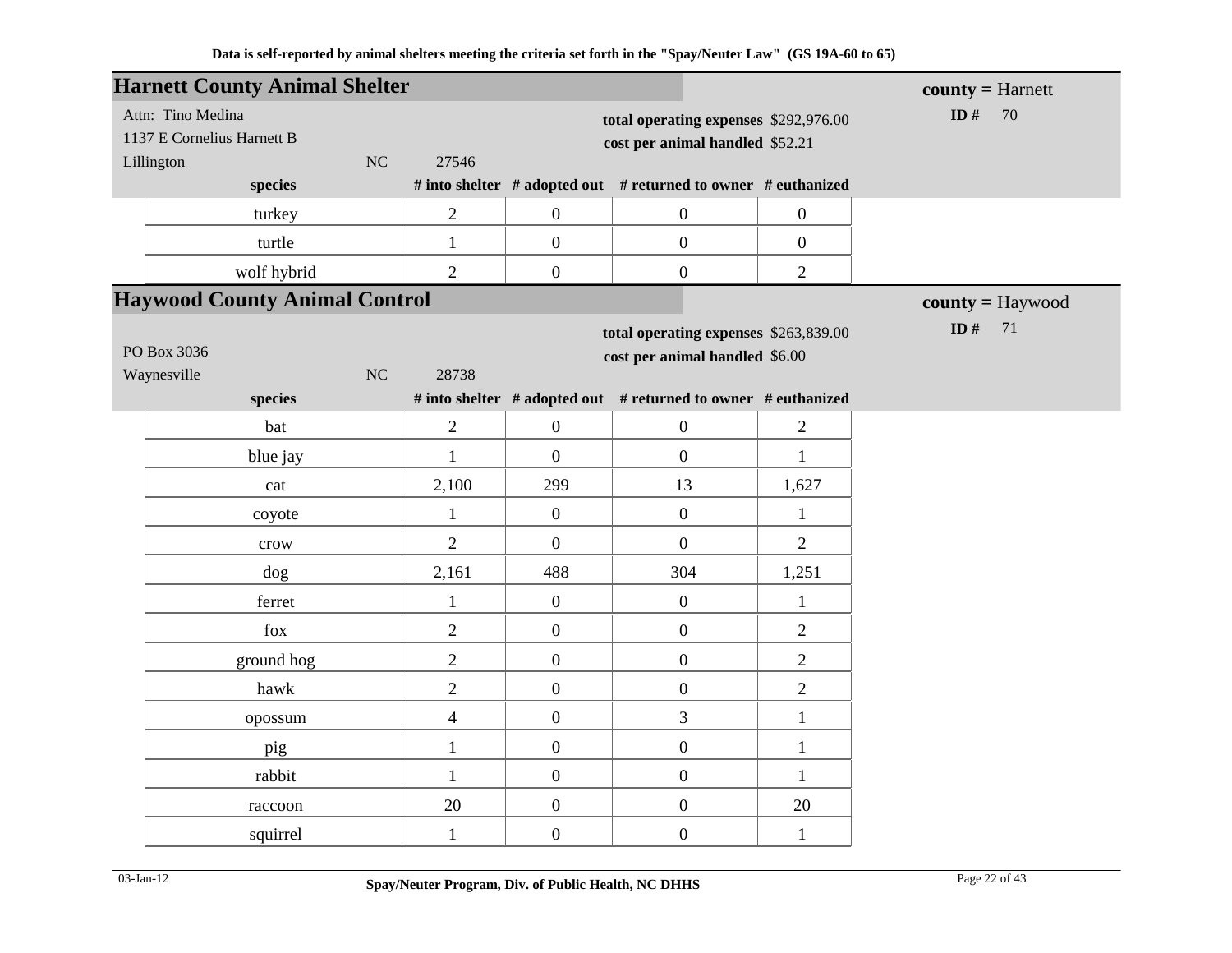Data is self-reported by animal shelters meeting the criteria set forth in the "Spay/Neuter Law" (GS 19A-60 to 65)

## Harnett County Animal Shelter

**county =** Harnett

**ID #** 70

Attn: Tino Medina
1137 E Cornelius Harnett B
Lillington NC 27546

**total operating expenses** $292,976.00
**cost per animal handled** $52.21

| species | # into shelter | # adopted out | # returned to owner | # euthanized |
|---|---|---|---|---|
| turkey | 2 | 0 | 0 | 0 |
| turtle | 1 | 0 | 0 | 0 |
| wolf hybrid | 2 | 0 | 0 | 2 |

## Haywood County Animal Control

**county =** Haywood

**ID #** 71

PO Box 3036
Waynesville NC 28738

**total operating expenses** $263,839.00
**cost per animal handled** $6.00

| species | # into shelter | # adopted out | # returned to owner | # euthanized |
|---|---|---|---|---|
| bat | 2 | 0 | 0 | 2 |
| blue jay | 1 | 0 | 0 | 1 |
| cat | 2,100 | 299 | 13 | 1,627 |
| coyote | 1 | 0 | 0 | 1 |
| crow | 2 | 0 | 0 | 2 |
| dog | 2,161 | 488 | 304 | 1,251 |
| ferret | 1 | 0 | 0 | 1 |
| fox | 2 | 0 | 0 | 2 |
| ground hog | 2 | 0 | 0 | 2 |
| hawk | 2 | 0 | 0 | 2 |
| opossum | 4 | 0 | 3 | 1 |
| pig | 1 | 0 | 0 | 1 |
| rabbit | 1 | 0 | 0 | 1 |
| raccoon | 20 | 0 | 0 | 20 |
| squirrel | 1 | 0 | 0 | 1 |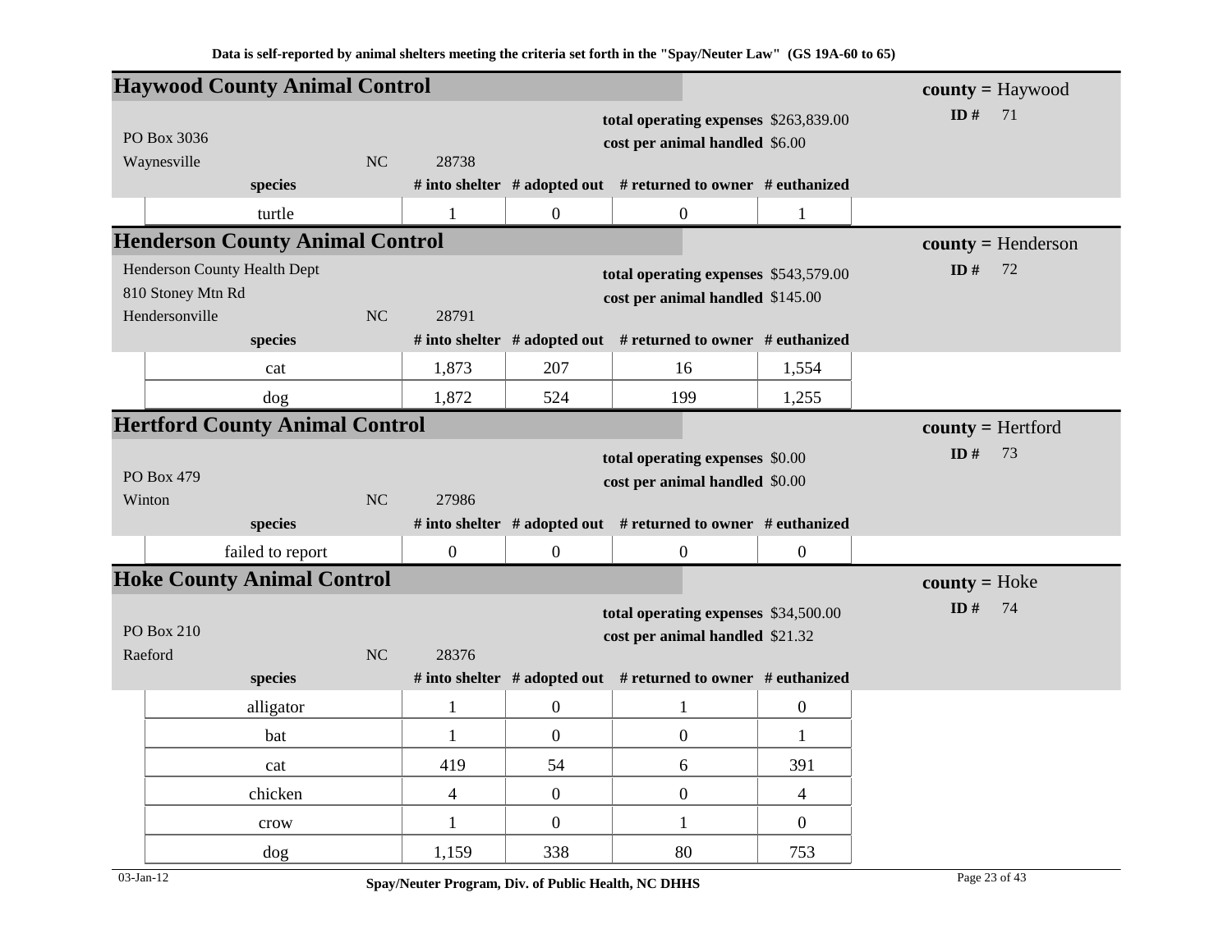Data is self-reported by animal shelters meeting the criteria set forth in the "Spay/Neuter Law" (GS 19A-60 to 65)

## Haywood County Animal Control

**county =** Haywood
**ID #** 71

PO Box 3036
Waynesville NC 28738

**total operating expenses** $263,839.00
**cost per animal handled** $6.00

| species | # into shelter | # adopted out | # returned to owner | # euthanized |
|---|---|---|---|---|
| turtle | 1 | 0 | 0 | 1 |

## Henderson County Animal Control

**county =** Henderson
**ID #** 72

Henderson County Health Dept
810 Stoney Mtn Rd
Hendersonville NC 28791

**total operating expenses** $543,579.00
**cost per animal handled** $145.00

| species | # into shelter | # adopted out | # returned to owner | # euthanized |
|---|---|---|---|---|
| cat | 1,873 | 207 | 16 | 1,554 |
| dog | 1,872 | 524 | 199 | 1,255 |

## Hertford County Animal Control

**county =** Hertford
**ID #** 73

PO Box 479
Winton NC 27986

**total operating expenses** $0.00
**cost per animal handled** $0.00

| species | # into shelter | # adopted out | # returned to owner | # euthanized |
|---|---|---|---|---|
| failed to report | 0 | 0 | 0 | 0 |

## Hoke County Animal Control

**county =** Hoke
**ID #** 74

PO Box 210
Raeford NC 28376

**total operating expenses** $34,500.00
**cost per animal handled** $21.32

| species | # into shelter | # adopted out | # returned to owner | # euthanized |
|---|---|---|---|---|
| alligator | 1 | 0 | 1 | 0 |
| bat | 1 | 0 | 0 | 1 |
| cat | 419 | 54 | 6 | 391 |
| chicken | 4 | 0 | 0 | 4 |
| crow | 1 | 0 | 1 | 0 |
| dog | 1,159 | 338 | 80 | 753 |

03-Jan-12 Spay/Neuter Program, Div. of Public Health, NC DHHS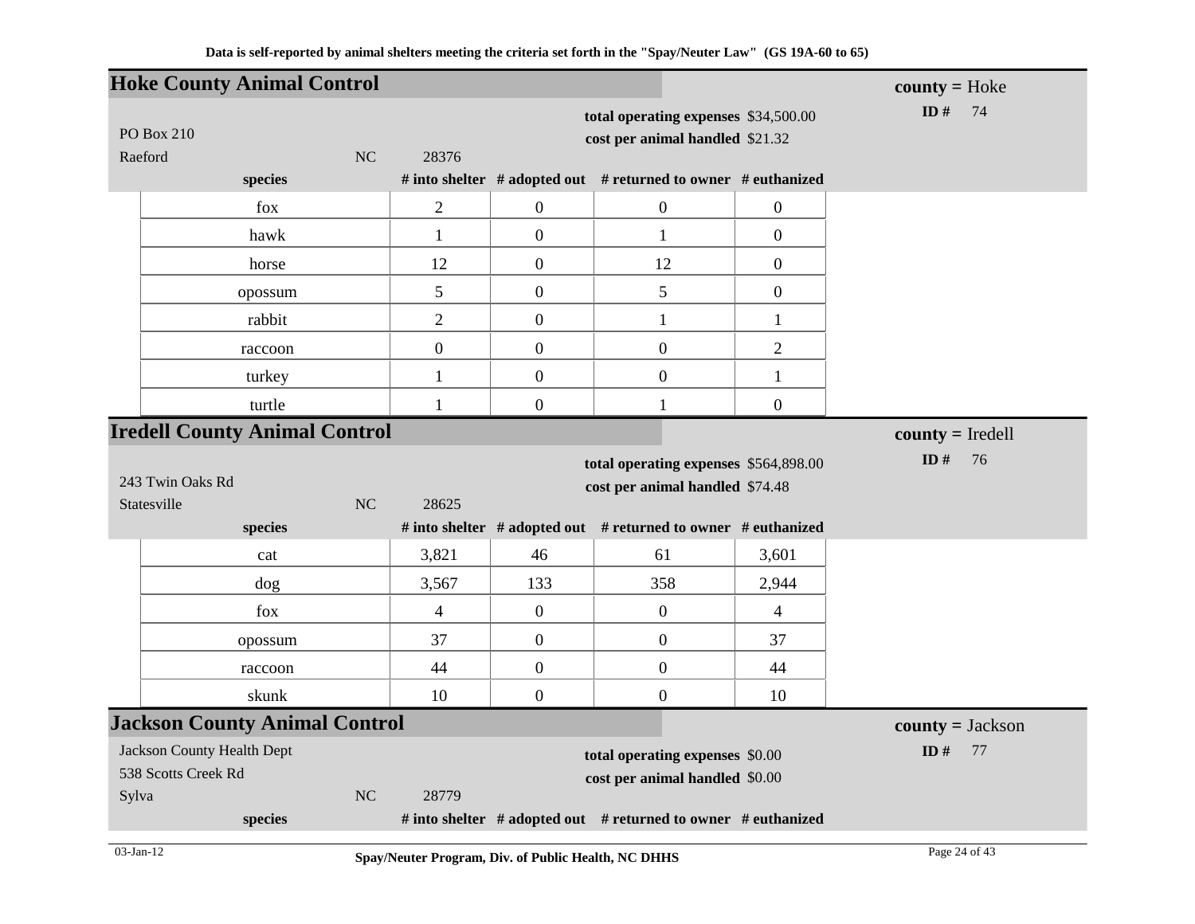Data is self-reported by animal shelters meeting the criteria set forth in the "Spay/Neuter Law" (GS 19A-60 to 65)

## Hoke County Animal Control

**county** = Hoke
**ID #** 74

PO Box 210
Raeford NC 28376

**total operating expenses** $34,500.00
**cost per animal handled** $21.32

| species | # into shelter | # adopted out | # returned to owner | # euthanized |
|---|---|---|---|---|
| fox | 2 | 0 | 0 | 0 |
| hawk | 1 | 0 | 1 | 0 |
| horse | 12 | 0 | 12 | 0 |
| opossum | 5 | 0 | 5 | 0 |
| rabbit | 2 | 0 | 1 | 1 |
| raccoon | 0 | 0 | 0 | 2 |
| turkey | 1 | 0 | 0 | 1 |
| turtle | 1 | 0 | 1 | 0 |

## Iredell County Animal Control

**county** = Iredell
**ID #** 76

243 Twin Oaks Rd
Statesville NC 28625

**total operating expenses** $564,898.00
**cost per animal handled** $74.48

| species | # into shelter | # adopted out | # returned to owner | # euthanized |
|---|---|---|---|---|
| cat | 3,821 | 46 | 61 | 3,601 |
| dog | 3,567 | 133 | 358 | 2,944 |
| fox | 4 | 0 | 0 | 4 |
| opossum | 37 | 0 | 0 | 37 |
| raccoon | 44 | 0 | 0 | 44 |
| skunk | 10 | 0 | 0 | 10 |

## Jackson County Animal Control

**county** = Jackson
**ID #** 77

Jackson County Health Dept
538 Scotts Creek Rd
Sylva NC 28779

**total operating expenses** $0.00
**cost per animal handled** $0.00

| species | # into shelter | # adopted out | # returned to owner | # euthanized |
|---|---|---|---|---|

03-Jan-12

Spay/Neuter Program, Div. of Public Health, NC DHHS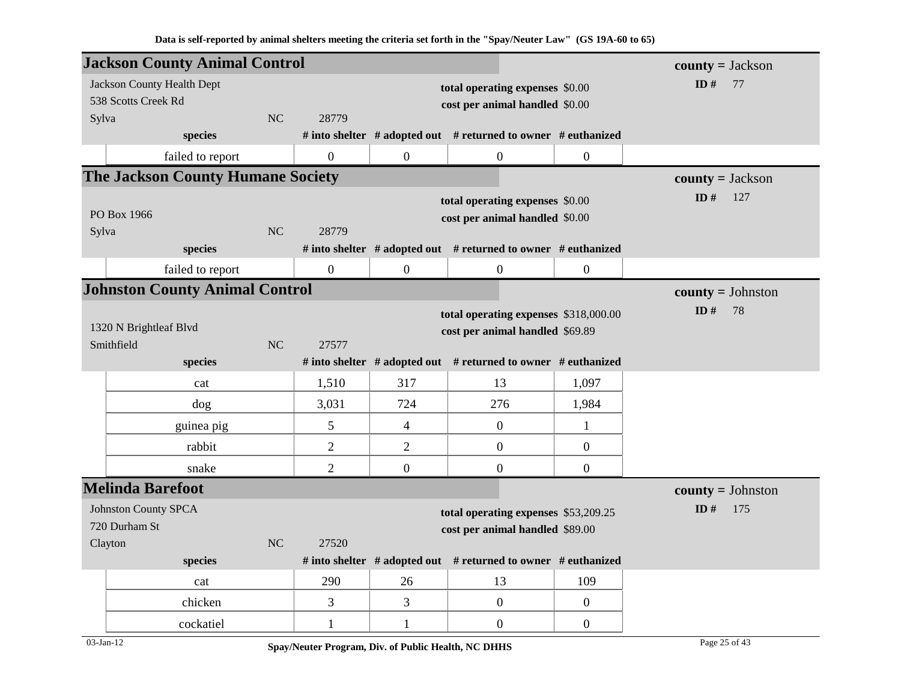Data is self-reported by animal shelters meeting the criteria set forth in the "Spay/Neuter Law" (GS 19A-60 to 65)

## Jackson County Animal Control

**county =** Jackson
**ID #** 77

Jackson County Health Dept
538 Scotts Creek Rd
Sylva NC 28779

**total operating expenses** $0.00
**cost per animal handled** $0.00

| species | # into shelter | # adopted out | # returned to owner | # euthanized |
|---|---|---|---|---|
| failed to report | 0 | 0 | 0 | 0 |

## The Jackson County Humane Society

**county =** Jackson
**ID #** 127

PO Box 1966
Sylva NC 28779

**total operating expenses** $0.00
**cost per animal handled** $0.00

| species | # into shelter | # adopted out | # returned to owner | # euthanized |
|---|---|---|---|---|
| failed to report | 0 | 0 | 0 | 0 |

## Johnston County Animal Control

**county =** Johnston
**ID #** 78

1320 N Brightleaf Blvd
Smithfield NC 27577

**total operating expenses** $318,000.00
**cost per animal handled** $69.89

| species | # into shelter | # adopted out | # returned to owner | # euthanized |
|---|---|---|---|---|
| cat | 1,510 | 317 | 13 | 1,097 |
| dog | 3,031 | 724 | 276 | 1,984 |
| guinea pig | 5 | 4 | 0 | 1 |
| rabbit | 2 | 2 | 0 | 0 |
| snake | 2 | 0 | 0 | 0 |

## Melinda Barefoot

**county =** Johnston
**ID #** 175

Johnston County SPCA
720 Durham St
Clayton NC 27520

**total operating expenses** $53,209.25
**cost per animal handled** $89.00

| species | # into shelter | # adopted out | # returned to owner | # euthanized |
|---|---|---|---|---|
| cat | 290 | 26 | 13 | 109 |
| chicken | 3 | 3 | 0 | 0 |
| cockatiel | 1 | 1 | 0 | 0 |

03-Jan-12 Spay/Neuter Program, Div. of Public Health, NC DHHS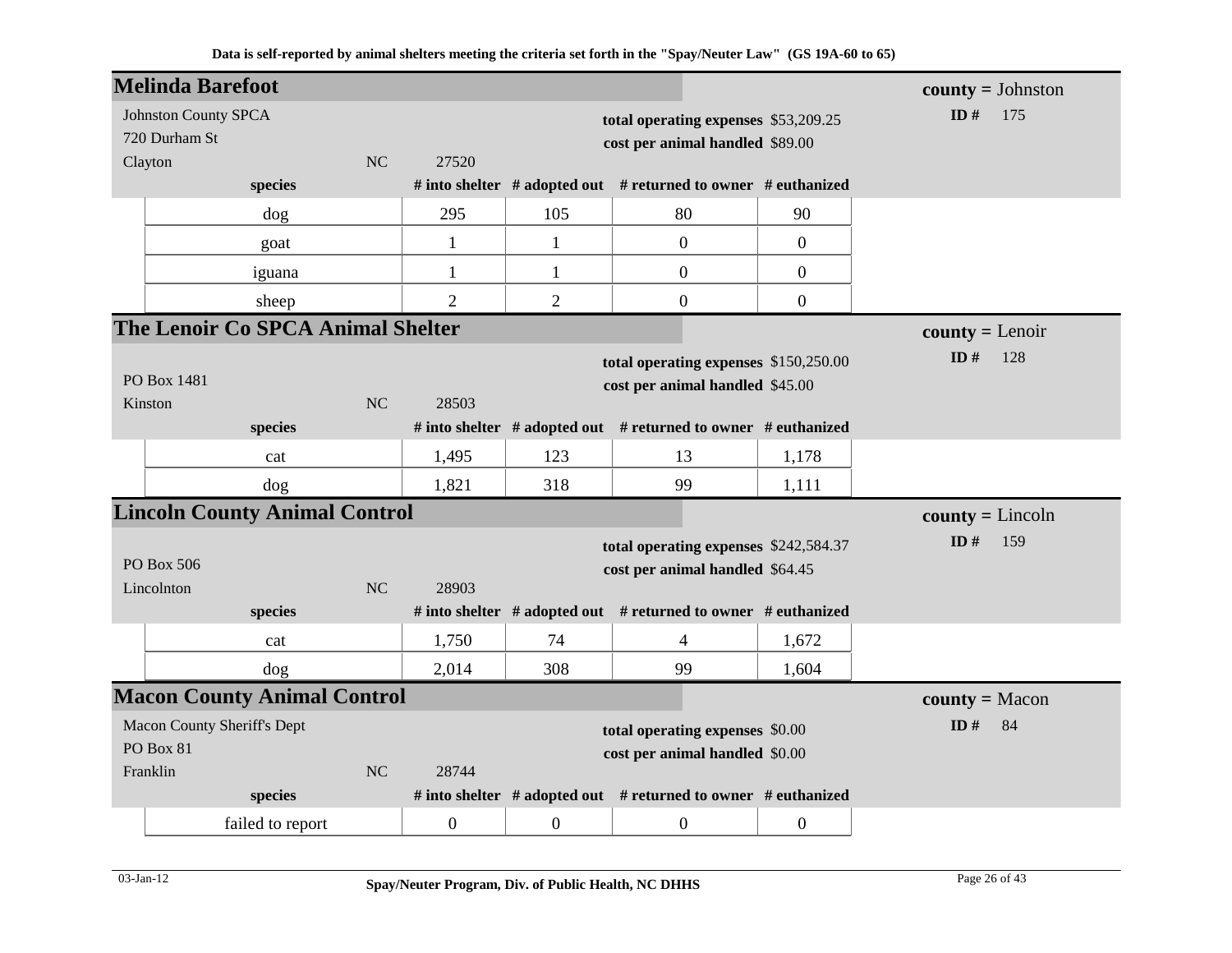Data is self-reported by animal shelters meeting the criteria set forth in the "Spay/Neuter Law" (GS 19A-60 to 65)

## Melinda Barefoot

**county =** Johnston

**ID #** 175

Johnston County SPCA
720 Durham St
Clayton NC 27520

**total operating expenses** $53,209.25
**cost per animal handled** $89.00

| species | # into shelter | # adopted out | # returned to owner | # euthanized |
|---|---|---|---|---|
| dog | 295 | 105 | 80 | 90 |
| goat | 1 | 1 | 0 | 0 |
| iguana | 1 | 1 | 0 | 0 |
| sheep | 2 | 2 | 0 | 0 |

## The Lenoir Co SPCA Animal Shelter

**county =** Lenoir

**ID #** 128

PO Box 1481
Kinston NC 28503

**total operating expenses** $150,250.00
**cost per animal handled** $45.00

| species | # into shelter | # adopted out | # returned to owner | # euthanized |
|---|---|---|---|---|
| cat | 1,495 | 123 | 13 | 1,178 |
| dog | 1,821 | 318 | 99 | 1,111 |

## Lincoln County Animal Control

**county =** Lincoln

**ID #** 159

PO Box 506
Lincolnton NC 28903

**total operating expenses** $242,584.37
**cost per animal handled** $64.45

| species | # into shelter | # adopted out | # returned to owner | # euthanized |
|---|---|---|---|---|
| cat | 1,750 | 74 | 4 | 1,672 |
| dog | 2,014 | 308 | 99 | 1,604 |

## Macon County Animal Control

**county =** Macon

**ID #** 84

Macon County Sheriff's Dept
PO Box 81
Franklin NC 28744

**total operating expenses** $0.00
**cost per animal handled** $0.00

| species | # into shelter | # adopted out | # returned to owner | # euthanized |
|---|---|---|---|---|
| failed to report | 0 | 0 | 0 | 0 |

03-Jan-12 Spay/Neuter Program, Div. of Public Health, NC DHHS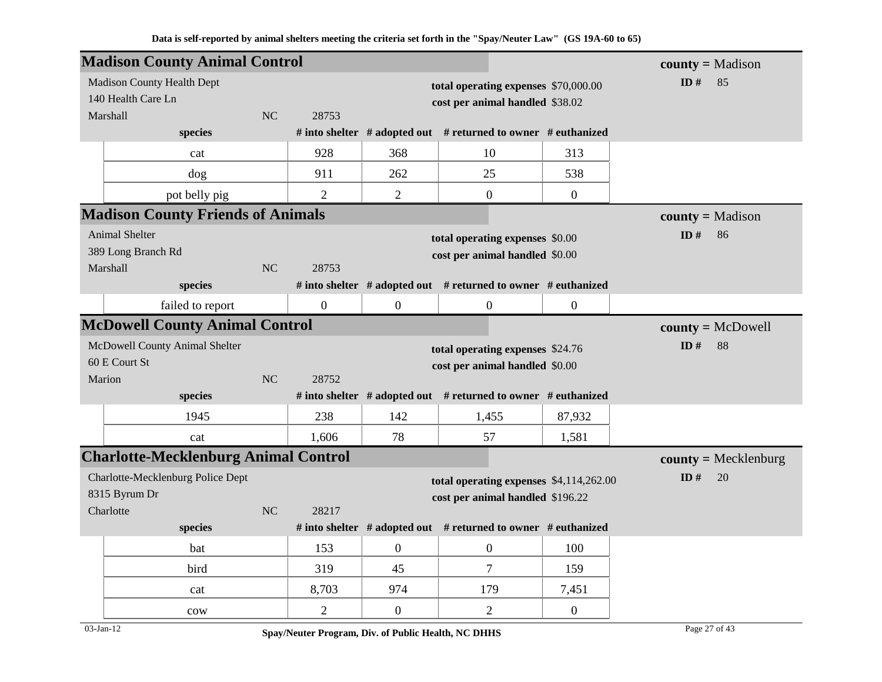**Data is self-reported by animal shelters meeting the criteria set forth in the "Spay/Neuter Law" (GS 19A-60 to 65)**

## Madison County Animal Control

**county =** Madison
**ID #** 85

Madison County Health Dept
140 Health Care Ln
Marshall NC 28753

**total operating expenses** $70,000.00
**cost per animal handled** $38.02

| species | # into shelter | # adopted out | # returned to owner | # euthanized |
|---|---|---|---|---|
| cat | 928 | 368 | 10 | 313 |
| dog | 911 | 262 | 25 | 538 |
| pot belly pig | 2 | 2 | 0 | 0 |

## Madison County Friends of Animals

**county =** Madison
**ID #** 86

Animal Shelter
389 Long Branch Rd
Marshall NC 28753

**total operating expenses** $0.00
**cost per animal handled** $0.00

| species | # into shelter | # adopted out | # returned to owner | # euthanized |
|---|---|---|---|---|
| failed to report | 0 | 0 | 0 | 0 |

## McDowell County Animal Control

**county =** McDowell
**ID #** 88

McDowell County Animal Shelter
60 E Court St
Marion NC 28752

**total operating expenses** $24.76
**cost per animal handled** $0.00

| species | # into shelter | # adopted out | # returned to owner | # euthanized |
|---|---|---|---|---|
| 1945 | 238 | 142 | 1,455 | 87,932 |
| cat | 1,606 | 78 | 57 | 1,581 |

## Charlotte-Mecklenburg Animal Control

**county =** Mecklenburg
**ID #** 20

Charlotte-Mecklenburg Police Dept
8315 Byrum Dr
Charlotte NC 28217

**total operating expenses** $4,114,262.00
**cost per animal handled** $196.22

| species | # into shelter | # adopted out | # returned to owner | # euthanized |
|---|---|---|---|---|
| bat | 153 | 0 | 0 | 100 |
| bird | 319 | 45 | 7 | 159 |
| cat | 8,703 | 974 | 179 | 7,451 |
| cow | 2 | 0 | 2 | 0 |

03-Jan-12 Spay/Neuter Program, Div. of Public Health, NC DHHS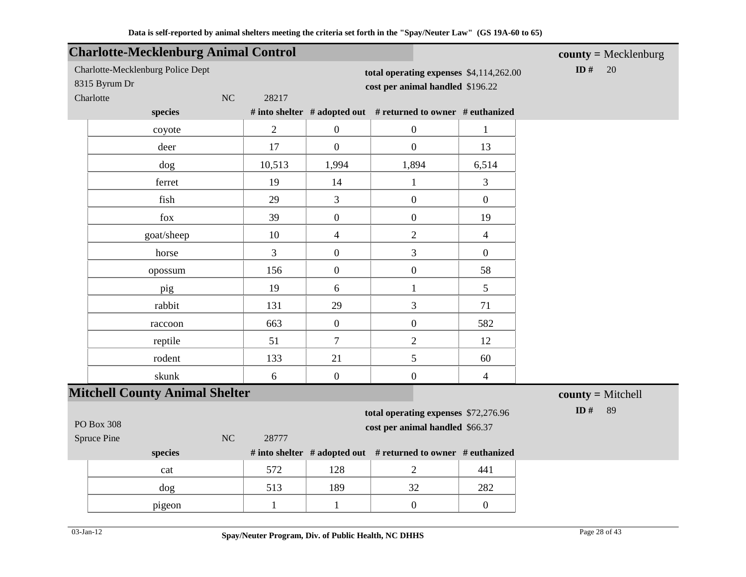Data is self-reported by animal shelters meeting the criteria set forth in the "Spay/Neuter Law" (GS 19A-60 to 65)

## Charlotte-Mecklenburg Animal Control

**county =** Mecklenburg

Charlotte-Mecklenburg Police Dept
8315 Byrum Dr
Charlotte NC 28217

**total operating expenses** $4,114,262.00
**cost per animal handled** $196.22

**ID #** 20

| species | # into shelter | # adopted out | # returned to owner | # euthanized |
|---|---|---|---|---|
| coyote | 2 | 0 | 0 | 1 |
| deer | 17 | 0 | 0 | 13 |
| dog | 10,513 | 1,994 | 1,894 | 6,514 |
| ferret | 19 | 14 | 1 | 3 |
| fish | 29 | 3 | 0 | 0 |
| fox | 39 | 0 | 0 | 19 |
| goat/sheep | 10 | 4 | 2 | 4 |
| horse | 3 | 0 | 3 | 0 |
| opossum | 156 | 0 | 0 | 58 |
| pig | 19 | 6 | 1 | 5 |
| rabbit | 131 | 29 | 3 | 71 |
| raccoon | 663 | 0 | 0 | 582 |
| reptile | 51 | 7 | 2 | 12 |
| rodent | 133 | 21 | 5 | 60 |
| skunk | 6 | 0 | 0 | 4 |

## Mitchell County Animal Shelter

**county =** Mitchell

PO Box 308
Spruce Pine NC 28777

**total operating expenses** $72,276.96
**cost per animal handled** $66.37

**ID #** 89

| species | # into shelter | # adopted out | # returned to owner | # euthanized |
|---|---|---|---|---|
| cat | 572 | 128 | 2 | 441 |
| dog | 513 | 189 | 32 | 282 |
| pigeon | 1 | 1 | 0 | 0 |

03-Jan-12 Spay/Neuter Program, Div. of Public Health, NC DHHS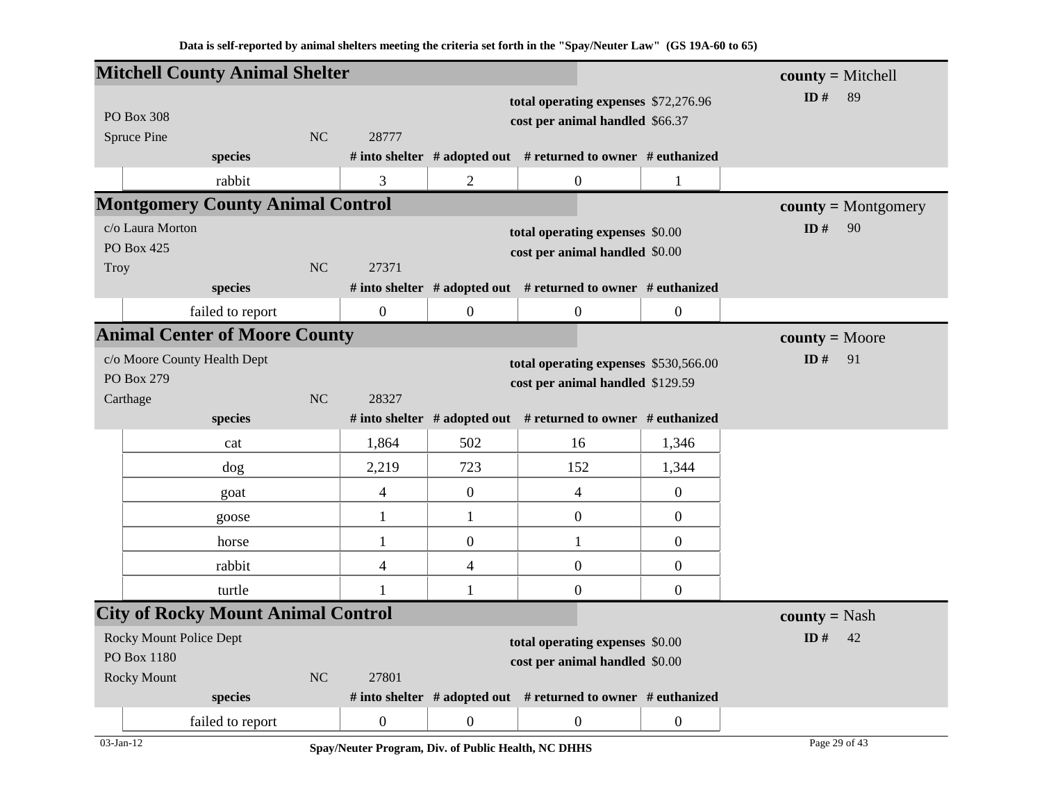Data is self-reported by animal shelters meeting the criteria set forth in the "Spay/Neuter Law" (GS 19A-60 to 65)

## Mitchell County Animal Shelter

**county** = Mitchell
**ID #** 89

PO Box 308
Spruce Pine NC 28777

**total operating expenses** $72,276.96
**cost per animal handled** $66.37

| species | # into shelter | # adopted out | # returned to owner | # euthanized |
|---|---|---|---|---|
| rabbit | 3 | 2 | 0 | 1 |

## Montgomery County Animal Control

**county** = Montgomery
**ID #** 90

c/o Laura Morton
PO Box 425
Troy NC 27371

**total operating expenses** $0.00
**cost per animal handled** $0.00

| species | # into shelter | # adopted out | # returned to owner | # euthanized |
|---|---|---|---|---|
| failed to report | 0 | 0 | 0 | 0 |

## Animal Center of Moore County

**county** = Moore
**ID #** 91

c/o Moore County Health Dept
PO Box 279
Carthage NC 28327

**total operating expenses** $530,566.00
**cost per animal handled** $129.59

| species | # into shelter | # adopted out | # returned to owner | # euthanized |
|---|---|---|---|---|
| cat | 1,864 | 502 | 16 | 1,346 |
| dog | 2,219 | 723 | 152 | 1,344 |
| goat | 4 | 0 | 4 | 0 |
| goose | 1 | 1 | 0 | 0 |
| horse | 1 | 0 | 1 | 0 |
| rabbit | 4 | 4 | 0 | 0 |
| turtle | 1 | 1 | 0 | 0 |

## City of Rocky Mount Animal Control

**county** = Nash
**ID #** 42

Rocky Mount Police Dept
PO Box 1180
Rocky Mount NC 27801

**total operating expenses** $0.00
**cost per animal handled** $0.00

| species | # into shelter | # adopted out | # returned to owner | # euthanized |
|---|---|---|---|---|
| failed to report | 0 | 0 | 0 | 0 |

Spay/Neuter Program, Div. of Public Health, NC DHHS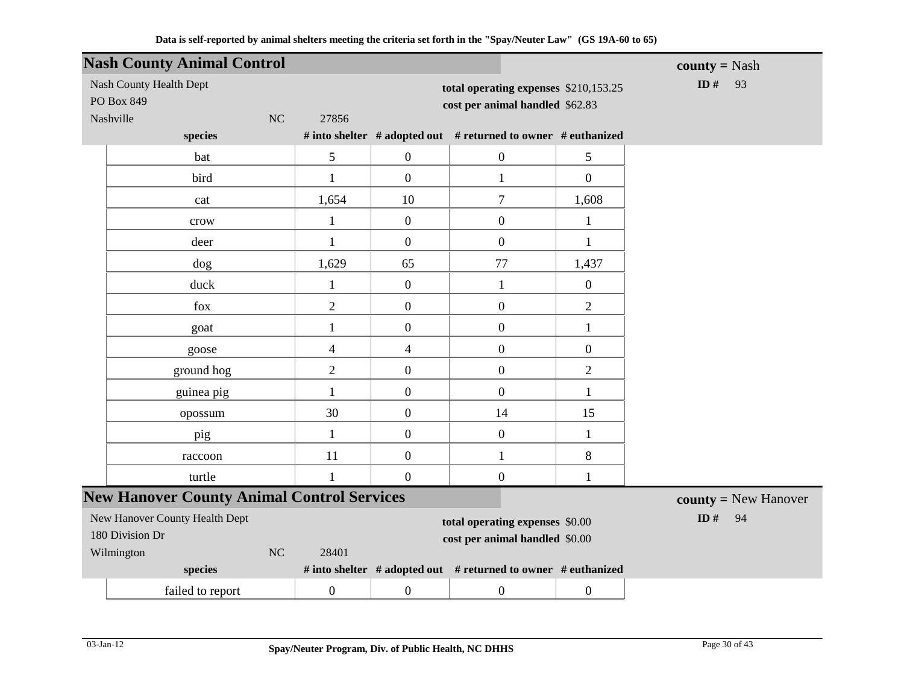Data is self-reported by animal shelters meeting the criteria set forth in the "Spay/Neuter Law" (GS 19A-60 to 65)

## Nash County Animal Control

**county =** Nash

**ID #** 93

Nash County Health Dept
PO Box 849
Nashville NC 27856

**total operating expenses** $210,153.25
**cost per animal handled** $62.83

| species | # into shelter | # adopted out | # returned to owner | # euthanized |
|---|---|---|---|---|
| bat | 5 | 0 | 0 | 5 |
| bird | 1 | 0 | 1 | 0 |
| cat | 1,654 | 10 | 7 | 1,608 |
| crow | 1 | 0 | 0 | 1 |
| deer | 1 | 0 | 0 | 1 |
| dog | 1,629 | 65 | 77 | 1,437 |
| duck | 1 | 0 | 1 | 0 |
| fox | 2 | 0 | 0 | 2 |
| goat | 1 | 0 | 0 | 1 |
| goose | 4 | 4 | 0 | 0 |
| ground hog | 2 | 0 | 0 | 2 |
| guinea pig | 1 | 0 | 0 | 1 |
| opossum | 30 | 0 | 14 | 15 |
| pig | 1 | 0 | 0 | 1 |
| raccoon | 11 | 0 | 1 | 8 |
| turtle | 1 | 0 | 0 | 1 |

## New Hanover County Animal Control Services

**county =** New Hanover

**ID #** 94

New Hanover County Health Dept
180 Division Dr
Wilmington NC 28401

**total operating expenses** $0.00
**cost per animal handled** $0.00

| species | # into shelter | # adopted out | # returned to owner | # euthanized |
|---|---|---|---|---|
| failed to report | 0 | 0 | 0 | 0 |

03-Jan-12

Spay/Neuter Program, Div. of Public Health, NC DHHS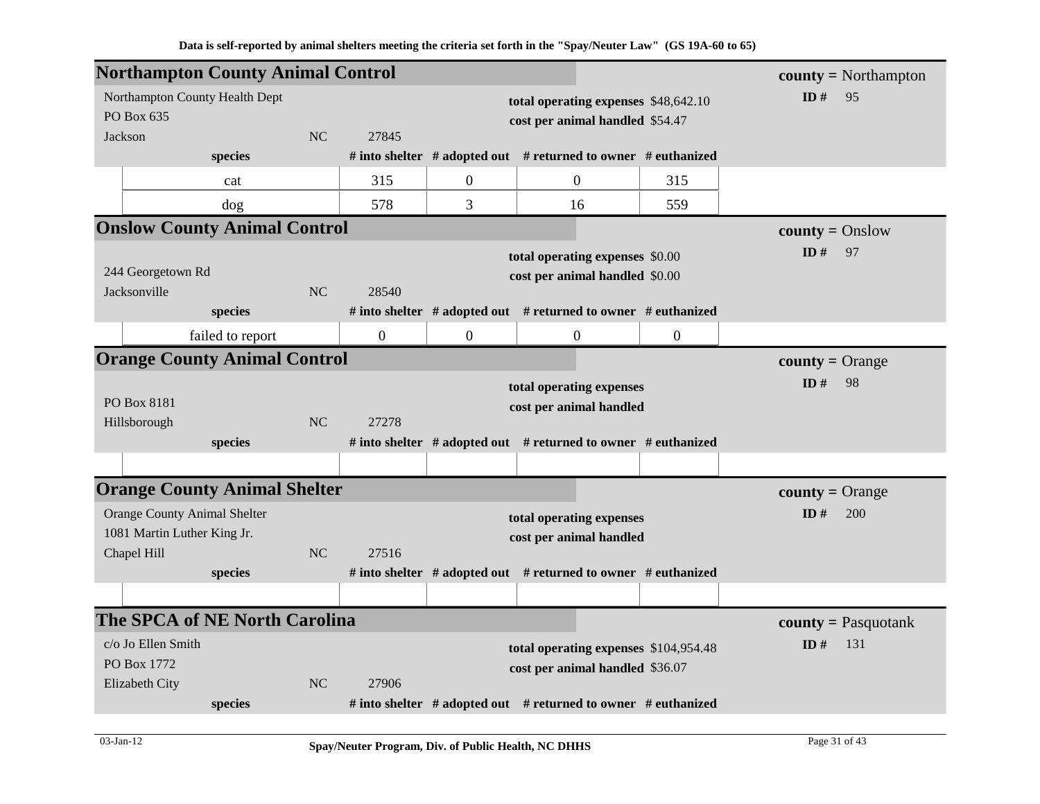Data is self-reported by animal shelters meeting the criteria set forth in the "Spay/Neuter Law" (GS 19A-60 to 65)

## Northampton County Animal Control

**county** = Northampton
**ID #** 95

Northampton County Health Dept
PO Box 635
Jackson NC 27845

**total operating expenses** $48,642.10
**cost per animal handled** $54.47

| species | # into shelter | # adopted out | # returned to owner | # euthanized |
|---|---|---|---|---|
| cat | 315 | 0 | 0 | 315 |
| dog | 578 | 3 | 16 | 559 |

## Onslow County Animal Control

**county** = Onslow
**ID #** 97

244 Georgetown Rd
Jacksonville NC 28540

**total operating expenses** $0.00
**cost per animal handled** $0.00

| species | # into shelter | # adopted out | # returned to owner | # euthanized |
|---|---|---|---|---|
| failed to report | 0 | 0 | 0 | 0 |

## Orange County Animal Control

**county** = Orange
**ID #** 98

PO Box 8181
Hillsborough NC 27278

**total operating expenses**
**cost per animal handled**

| species | # into shelter | # adopted out | # returned to owner | # euthanized |
|---|---|---|---|---|
| | | | | |

## Orange County Animal Shelter

**county** = Orange
**ID #** 200

Orange County Animal Shelter
1081 Martin Luther King Jr.
Chapel Hill NC 27516

**total operating expenses**
**cost per animal handled**

| species | # into shelter | # adopted out | # returned to owner | # euthanized |
|---|---|---|---|---|
| | | | | |

## The SPCA of NE North Carolina

**county** = Pasquotank
**ID #** 131

c/o Jo Ellen Smith
PO Box 1772
Elizabeth City NC 27906

**total operating expenses** $104,954.48
**cost per animal handled** $36.07

| species | # into shelter | # adopted out | # returned to owner | # euthanized |
|---|---|---|---|---|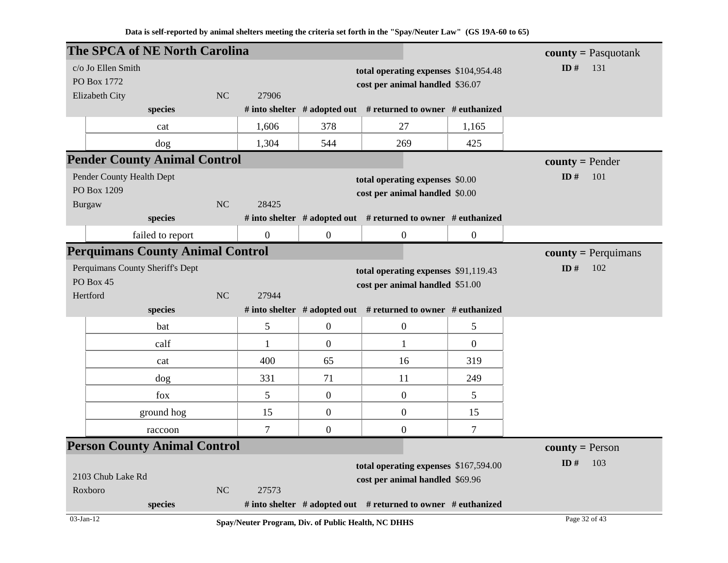Data is self-reported by animal shelters meeting the criteria set forth in the "Spay/Neuter Law" (GS 19A-60 to 65)

## The SPCA of NE North Carolina

**county** = Pasquotank

**ID #** 131

c/o Jo Ellen Smith
PO Box 1772
Elizabeth City NC 27906

**total operating expenses** $104,954.48
**cost per animal handled** $36.07

| species | # into shelter | # adopted out | # returned to owner | # euthanized |
|---|---|---|---|---|
| cat | 1,606 | 378 | 27 | 1,165 |
| dog | 1,304 | 544 | 269 | 425 |

## Pender County Animal Control

**county** = Pender

**ID #** 101

Pender County Health Dept
PO Box 1209
Burgaw NC 28425

**total operating expenses** $0.00
**cost per animal handled** $0.00

| species | # into shelter | # adopted out | # returned to owner | # euthanized |
|---|---|---|---|---|
| failed to report | 0 | 0 | 0 | 0 |

## Perquimans County Animal Control

**county** = Perquimans

**ID #** 102

Perquimans County Sheriff's Dept
PO Box 45
Hertford NC 27944

**total operating expenses** $91,119.43
**cost per animal handled** $51.00

| species | # into shelter | # adopted out | # returned to owner | # euthanized |
|---|---|---|---|---|
| bat | 5 | 0 | 0 | 5 |
| calf | 1 | 0 | 1 | 0 |
| cat | 400 | 65 | 16 | 319 |
| dog | 331 | 71 | 11 | 249 |
| fox | 5 | 0 | 0 | 5 |
| ground hog | 15 | 0 | 0 | 15 |
| raccoon | 7 | 0 | 0 | 7 |

## Person County Animal Control

**county** = Person

**ID #** 103

2103 Chub Lake Rd
Roxboro NC 27573

**total operating expenses** $167,594.00
**cost per animal handled** $69.96

| species | # into shelter | # adopted out | # returned to owner | # euthanized |
|---|---|---|---|---|

03-Jan-12

Spay/Neuter Program, Div. of Public Health, NC DHHS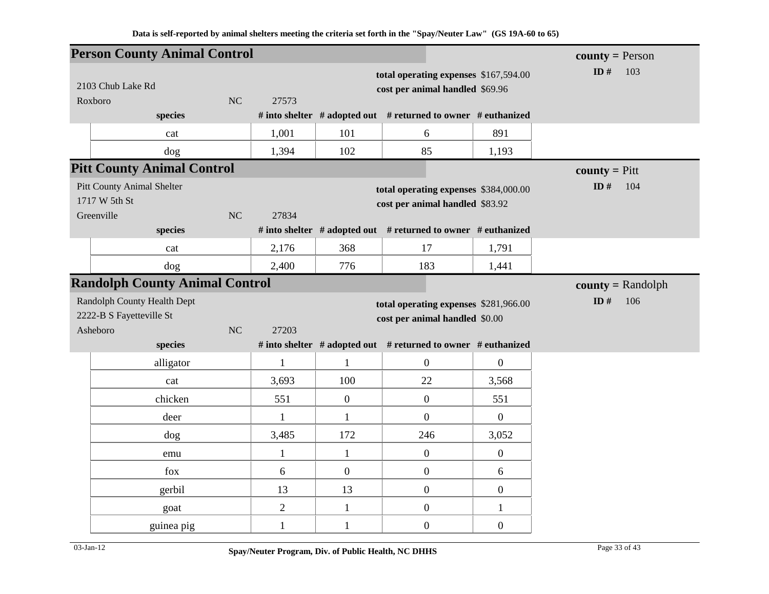Data is self-reported by animal shelters meeting the criteria set forth in the "Spay/Neuter Law" (GS 19A-60 to 65)

## Person County Animal Control

**county =** Person
**ID #** 103

2103 Chub Lake Rd
Roxboro NC 27573

**total operating expenses** $167,594.00
**cost per animal handled** $69.96

| species | # into shelter | # adopted out | # returned to owner | # euthanized |
|---|---|---|---|---|
| cat | 1,001 | 101 | 6 | 891 |
| dog | 1,394 | 102 | 85 | 1,193 |

## Pitt County Animal Control

**county =** Pitt
**ID #** 104

Pitt County Animal Shelter
1717 W 5th St
Greenville NC 27834

**total operating expenses** $384,000.00
**cost per animal handled** $83.92

| species | # into shelter | # adopted out | # returned to owner | # euthanized |
|---|---|---|---|---|
| cat | 2,176 | 368 | 17 | 1,791 |
| dog | 2,400 | 776 | 183 | 1,441 |

## Randolph County Animal Control

**county =** Randolph
**ID #** 106

Randolph County Health Dept
2222-B S Fayetteville St
Asheboro NC 27203

**total operating expenses** $281,966.00
**cost per animal handled** $0.00

| species | # into shelter | # adopted out | # returned to owner | # euthanized |
|---|---|---|---|---|
| alligator | 1 | 1 | 0 | 0 |
| cat | 3,693 | 100 | 22 | 3,568 |
| chicken | 551 | 0 | 0 | 551 |
| deer | 1 | 1 | 0 | 0 |
| dog | 3,485 | 172 | 246 | 3,052 |
| emu | 1 | 1 | 0 | 0 |
| fox | 6 | 0 | 0 | 6 |
| gerbil | 13 | 13 | 0 | 0 |
| goat | 2 | 1 | 0 | 1 |
| guinea pig | 1 | 1 | 0 | 0 |

03-Jan-12 Spay/Neuter Program, Div. of Public Health, NC DHHS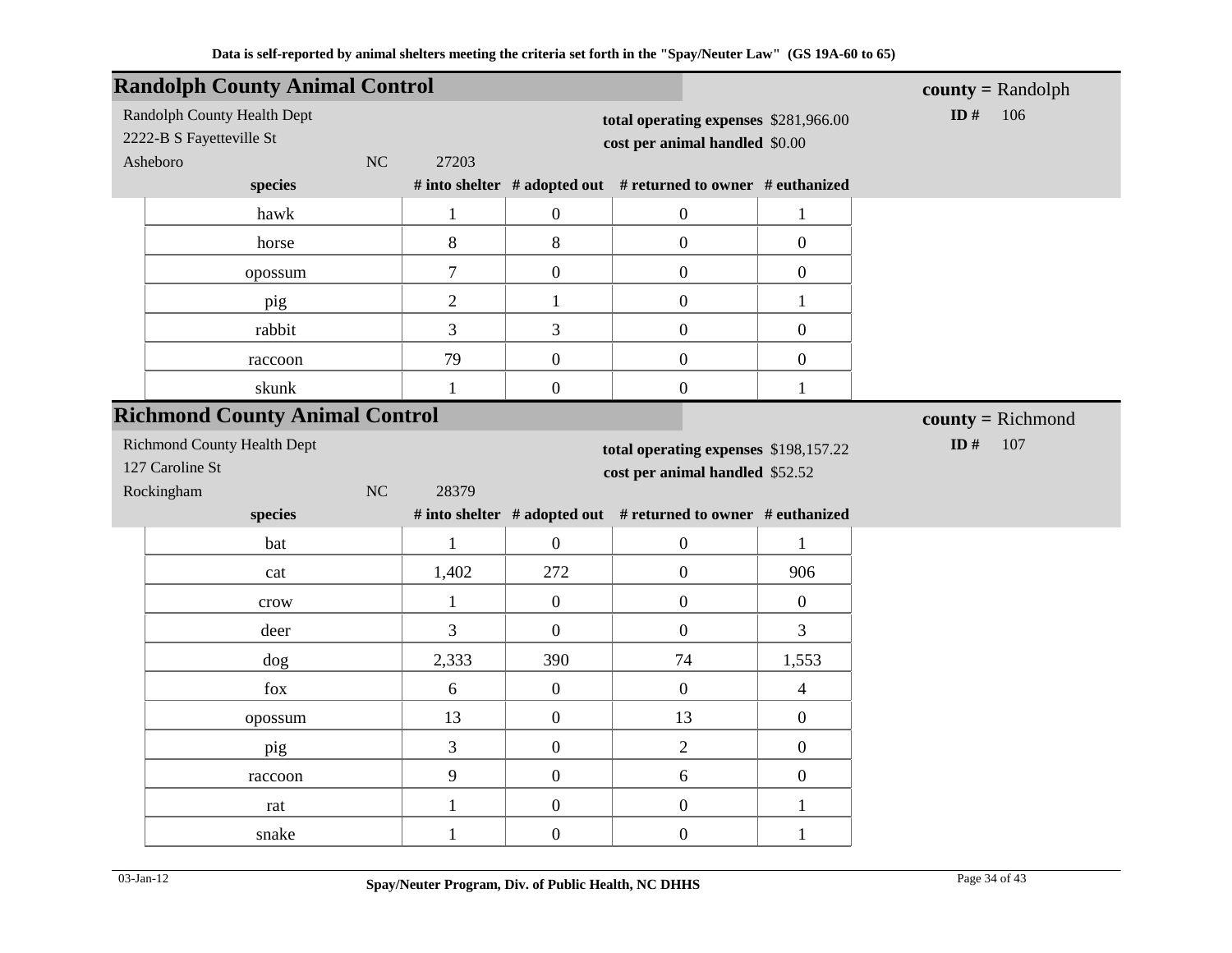Data is self-reported by animal shelters meeting the criteria set forth in the "Spay/Neuter Law" (GS 19A-60 to 65)

## Randolph County Animal Control

**county =** Randolph
**ID #** 106

Randolph County Health Dept
2222-B S Fayetteville St
Asheboro NC 27203

**total operating expenses** $281,966.00
**cost per animal handled** $0.00

| species | # into shelter | # adopted out | # returned to owner | # euthanized |
|---|---|---|---|---|
| hawk | 1 | 0 | 0 | 1 |
| horse | 8 | 8 | 0 | 0 |
| opossum | 7 | 0 | 0 | 0 |
| pig | 2 | 1 | 0 | 1 |
| rabbit | 3 | 3 | 0 | 0 |
| raccoon | 79 | 0 | 0 | 0 |
| skunk | 1 | 0 | 0 | 1 |

## Richmond County Animal Control

**county =** Richmond
**ID #** 107

Richmond County Health Dept
127 Caroline St
Rockingham NC 28379

**total operating expenses** $198,157.22
**cost per animal handled** $52.52

| species | # into shelter | # adopted out | # returned to owner | # euthanized |
|---|---|---|---|---|
| bat | 1 | 0 | 0 | 1 |
| cat | 1,402 | 272 | 0 | 906 |
| crow | 1 | 0 | 0 | 0 |
| deer | 3 | 0 | 0 | 3 |
| dog | 2,333 | 390 | 74 | 1,553 |
| fox | 6 | 0 | 0 | 4 |
| opossum | 13 | 0 | 13 | 0 |
| pig | 3 | 0 | 2 | 0 |
| raccoon | 9 | 0 | 6 | 0 |
| rat | 1 | 0 | 0 | 1 |
| snake | 1 | 0 | 0 | 1 |

03-Jan-12 Spay/Neuter Program, Div. of Public Health, NC DHHS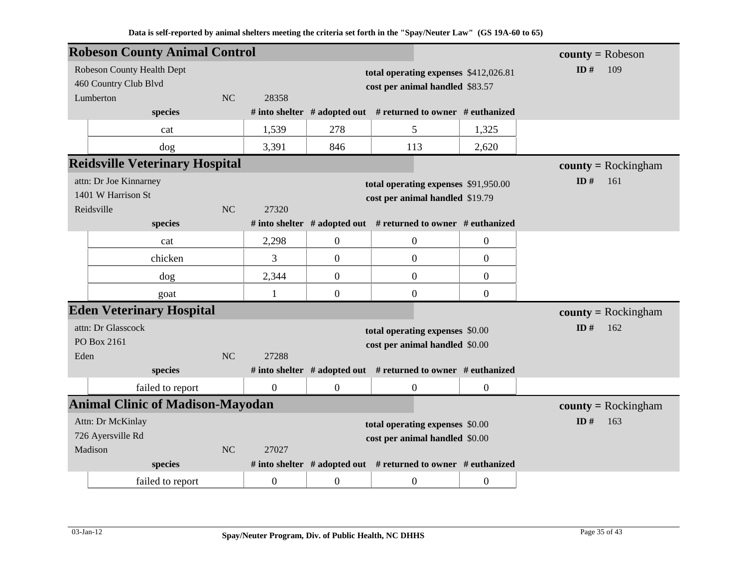Data is self-reported by animal shelters meeting the criteria set forth in the "Spay/Neuter Law" (GS 19A-60 to 65)

## Robeson County Animal Control

**county =** Robeson
**ID #** 109

Robeson County Health Dept
460 Country Club Blvd
Lumberton NC 28358

**total operating expenses** $412,026.81
**cost per animal handled** $83.57

| species | # into shelter | # adopted out | # returned to owner | # euthanized |
|---|---|---|---|---|
| cat | 1,539 | 278 | 5 | 1,325 |
| dog | 3,391 | 846 | 113 | 2,620 |

## Reidsville Veterinary Hospital

**county =** Rockingham
**ID #** 161

attn: Dr Joe Kinnarney
1401 W Harrison St
Reidsville NC 27320

**total operating expenses** $91,950.00
**cost per animal handled** $19.79

| species | # into shelter | # adopted out | # returned to owner | # euthanized |
|---|---|---|---|---|
| cat | 2,298 | 0 | 0 | 0 |
| chicken | 3 | 0 | 0 | 0 |
| dog | 2,344 | 0 | 0 | 0 |
| goat | 1 | 0 | 0 | 0 |

## Eden Veterinary Hospital

**county =** Rockingham
**ID #** 162

attn: Dr Glasscock
PO Box 2161
Eden NC 27288

**total operating expenses** $0.00
**cost per animal handled** $0.00

| species | # into shelter | # adopted out | # returned to owner | # euthanized |
|---|---|---|---|---|
| failed to report | 0 | 0 | 0 | 0 |

## Animal Clinic of Madison-Mayodan

**county =** Rockingham
**ID #** 163

Attn: Dr McKinlay
726 Ayersville Rd
Madison NC 27027

**total operating expenses** $0.00
**cost per animal handled** $0.00

| species | # into shelter | # adopted out | # returned to owner | # euthanized |
|---|---|---|---|---|
| failed to report | 0 | 0 | 0 | 0 |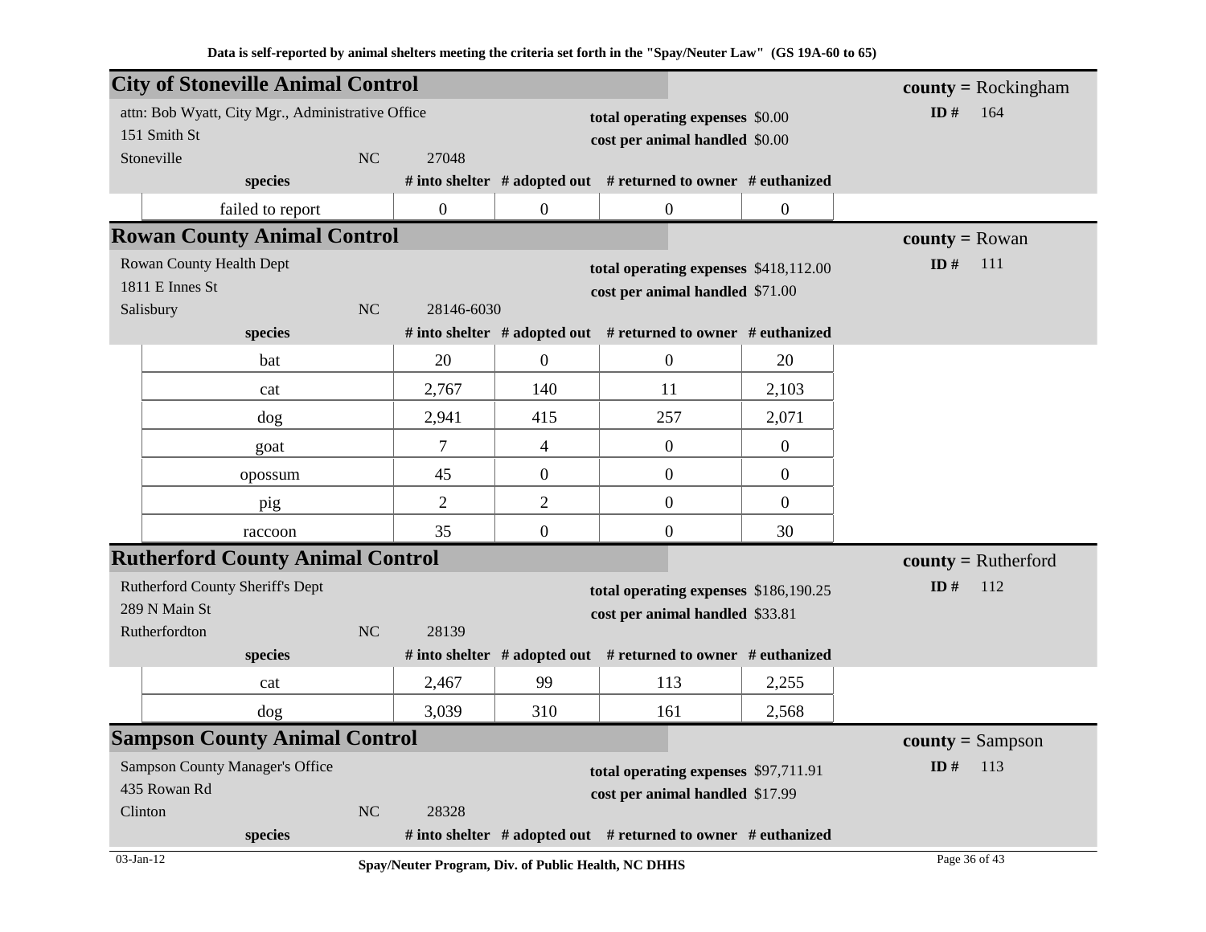Data is self-reported by animal shelters meeting the criteria set forth in the "Spay/Neuter Law" (GS 19A-60 to 65)

## City of Stoneville Animal Control

**county** = Rockingham
**ID #** 164

attn: Bob Wyatt, City Mgr., Administrative Office
151 Smith St
Stoneville NC 27048

**total operating expenses** $0.00
**cost per animal handled** $0.00

| species | # into shelter | # adopted out | # returned to owner | # euthanized |
|---|---|---|---|---|
| failed to report | 0 | 0 | 0 | 0 |

## Rowan County Animal Control

**county** = Rowan
**ID #** 111

Rowan County Health Dept
1811 E Innes St
Salisbury NC 28146-6030

**total operating expenses** $418,112.00
**cost per animal handled** $71.00

| species | # into shelter | # adopted out | # returned to owner | # euthanized |
|---|---|---|---|---|
| bat | 20 | 0 | 0 | 20 |
| cat | 2,767 | 140 | 11 | 2,103 |
| dog | 2,941 | 415 | 257 | 2,071 |
| goat | 7 | 4 | 0 | 0 |
| opossum | 45 | 0 | 0 | 0 |
| pig | 2 | 2 | 0 | 0 |
| raccoon | 35 | 0 | 0 | 30 |

## Rutherford County Animal Control

**county** = Rutherford
**ID #** 112

Rutherford County Sheriff's Dept
289 N Main St
Rutherfordton NC 28139

**total operating expenses** $186,190.25
**cost per animal handled** $33.81

| species | # into shelter | # adopted out | # returned to owner | # euthanized |
|---|---|---|---|---|
| cat | 2,467 | 99 | 113 | 2,255 |
| dog | 3,039 | 310 | 161 | 2,568 |

## Sampson County Animal Control

**county** = Sampson
**ID #** 113

Sampson County Manager's Office
435 Rowan Rd
Clinton NC 28328

**total operating expenses** $97,711.91
**cost per animal handled** $17.99

| species | # into shelter | # adopted out | # returned to owner | # euthanized |
|---|---|---|---|---|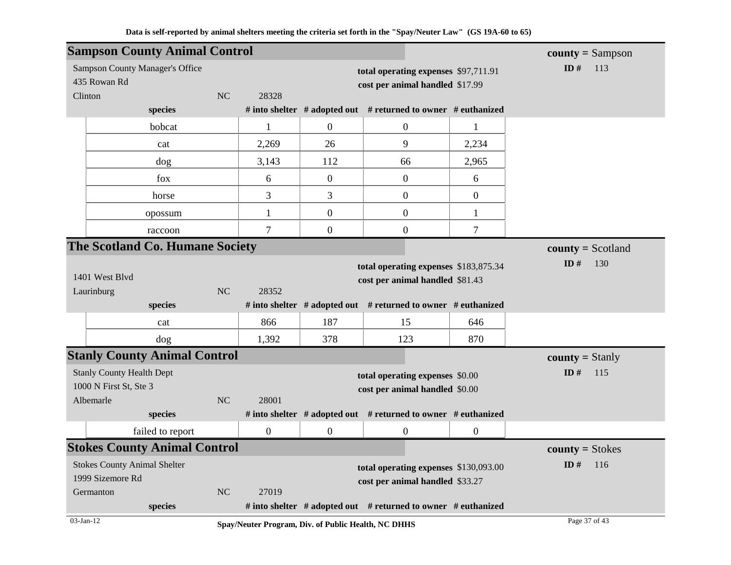Data is self-reported by animal shelters meeting the criteria set forth in the "Spay/Neuter Law" (GS 19A-60 to 65)

## Sampson County Animal Control

**county =** Sampson
**ID #** 113

Sampson County Manager's Office
435 Rowan Rd
Clinton NC 28328

**total operating expenses** $97,711.91
**cost per animal handled** $17.99

| species | # into shelter | # adopted out | # returned to owner | # euthanized |
|---|---|---|---|---|
| bobcat | 1 | 0 | 0 | 1 |
| cat | 2,269 | 26 | 9 | 2,234 |
| dog | 3,143 | 112 | 66 | 2,965 |
| fox | 6 | 0 | 0 | 6 |
| horse | 3 | 3 | 0 | 0 |
| opossum | 1 | 0 | 0 | 1 |
| raccoon | 7 | 0 | 0 | 7 |

## The Scotland Co. Humane Society

**county =** Scotland
**ID #** 130

1401 West Blvd
Laurinburg NC 28352

**total operating expenses** $183,875.34
**cost per animal handled** $81.43

| species | # into shelter | # adopted out | # returned to owner | # euthanized |
|---|---|---|---|---|
| cat | 866 | 187 | 15 | 646 |
| dog | 1,392 | 378 | 123 | 870 |

## Stanly County Animal Control

**county =** Stanly
**ID #** 115

Stanly County Health Dept
1000 N First St, Ste 3
Albemarle NC 28001

**total operating expenses** $0.00
**cost per animal handled** $0.00

| species | # into shelter | # adopted out | # returned to owner | # euthanized |
|---|---|---|---|---|
| failed to report | 0 | 0 | 0 | 0 |

## Stokes County Animal Control

**county =** Stokes
**ID #** 116

Stokes County Animal Shelter
1999 Sizemore Rd
Germanton NC 27019

**total operating expenses** $130,093.00
**cost per animal handled** $33.27

| species | # into shelter | # adopted out | # returned to owner | # euthanized |
|---|---|---|---|---|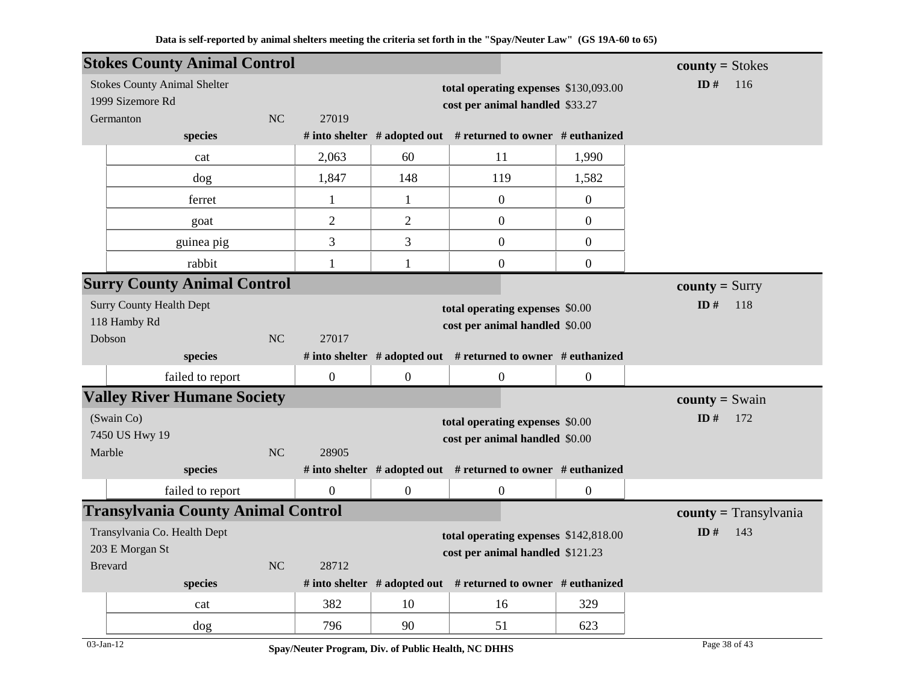**Data is self-reported by animal shelters meeting the criteria set forth in the "Spay/Neuter Law" (GS 19A-60 to 65)**

## Stokes County Animal Control

**county =** Stokes
**ID #** 116

Stokes County Animal Shelter
1999 Sizemore Rd
Germanton NC 27019

**total operating expenses** $130,093.00
**cost per animal handled** $33.27

| species | # into shelter | # adopted out | # returned to owner | # euthanized |
|---|---|---|---|---|
| cat | 2,063 | 60 | 11 | 1,990 |
| dog | 1,847 | 148 | 119 | 1,582 |
| ferret | 1 | 1 | 0 | 0 |
| goat | 2 | 2 | 0 | 0 |
| guinea pig | 3 | 3 | 0 | 0 |
| rabbit | 1 | 1 | 0 | 0 |

## Surry County Animal Control

**county =** Surry
**ID #** 118

Surry County Health Dept
118 Hamby Rd
Dobson NC 27017

**total operating expenses** $0.00
**cost per animal handled** $0.00

| species | # into shelter | # adopted out | # returned to owner | # euthanized |
|---|---|---|---|---|
| failed to report | 0 | 0 | 0 | 0 |

## Valley River Humane Society

**county =** Swain
**ID #** 172

(Swain Co)
7450 US Hwy 19
Marble NC 28905

**total operating expenses** $0.00
**cost per animal handled** $0.00

| species | # into shelter | # adopted out | # returned to owner | # euthanized |
|---|---|---|---|---|
| failed to report | 0 | 0 | 0 | 0 |

## Transylvania County Animal Control

**county =** Transylvania
**ID #** 143

Transylvania Co. Health Dept
203 E Morgan St
Brevard NC 28712

**total operating expenses** $142,818.00
**cost per animal handled** $121.23

| species | # into shelter | # adopted out | # returned to owner | # euthanized |
|---|---|---|---|---|
| cat | 382 | 10 | 16 | 329 |
| dog | 796 | 90 | 51 | 623 |

03-Jan-12 Spay/Neuter Program, Div. of Public Health, NC DHHS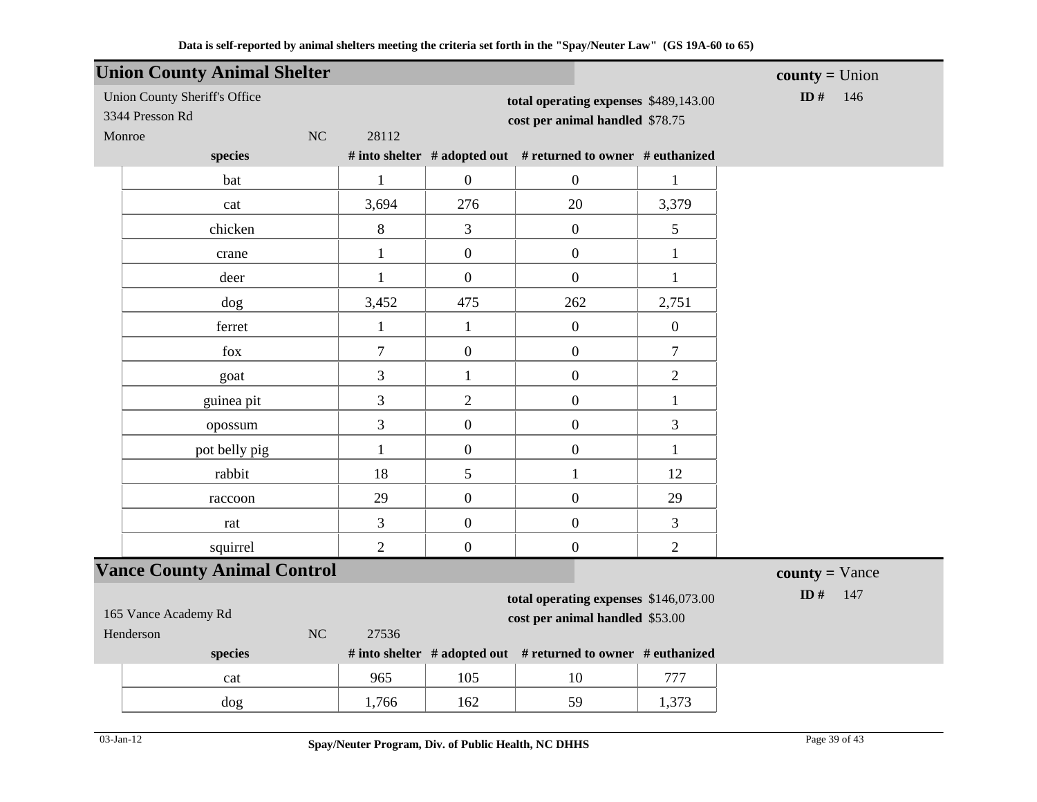Data is self-reported by animal shelters meeting the criteria set forth in the "Spay/Neuter Law" (GS 19A-60 to 65)

## Union County Animal Shelter

**county =** Union

**ID #** 146

Union County Sheriff's Office
3344 Presson Rd
Monroe NC 28112

**total operating expenses** $489,143.00
**cost per animal handled** $78.75

| species | # into shelter | # adopted out | # returned to owner | # euthanized |
|---|---|---|---|---|
| bat | 1 | 0 | 0 | 1 |
| cat | 3,694 | 276 | 20 | 3,379 |
| chicken | 8 | 3 | 0 | 5 |
| crane | 1 | 0 | 0 | 1 |
| deer | 1 | 0 | 0 | 1 |
| dog | 3,452 | 475 | 262 | 2,751 |
| ferret | 1 | 1 | 0 | 0 |
| fox | 7 | 0 | 0 | 7 |
| goat | 3 | 1 | 0 | 2 |
| guinea pit | 3 | 2 | 0 | 1 |
| opossum | 3 | 0 | 0 | 3 |
| pot belly pig | 1 | 0 | 0 | 1 |
| rabbit | 18 | 5 | 1 | 12 |
| raccoon | 29 | 0 | 0 | 29 |
| rat | 3 | 0 | 0 | 3 |
| squirrel | 2 | 0 | 0 | 2 |

## Vance County Animal Control

**county =** Vance

**ID #** 147

165 Vance Academy Rd
Henderson NC 27536

**total operating expenses** $146,073.00
**cost per animal handled** $53.00

| species | # into shelter | # adopted out | # returned to owner | # euthanized |
|---|---|---|---|---|
| cat | 965 | 105 | 10 | 777 |
| dog | 1,766 | 162 | 59 | 1,373 |

03-Jan-12

Spay/Neuter Program, Div. of Public Health, NC DHHS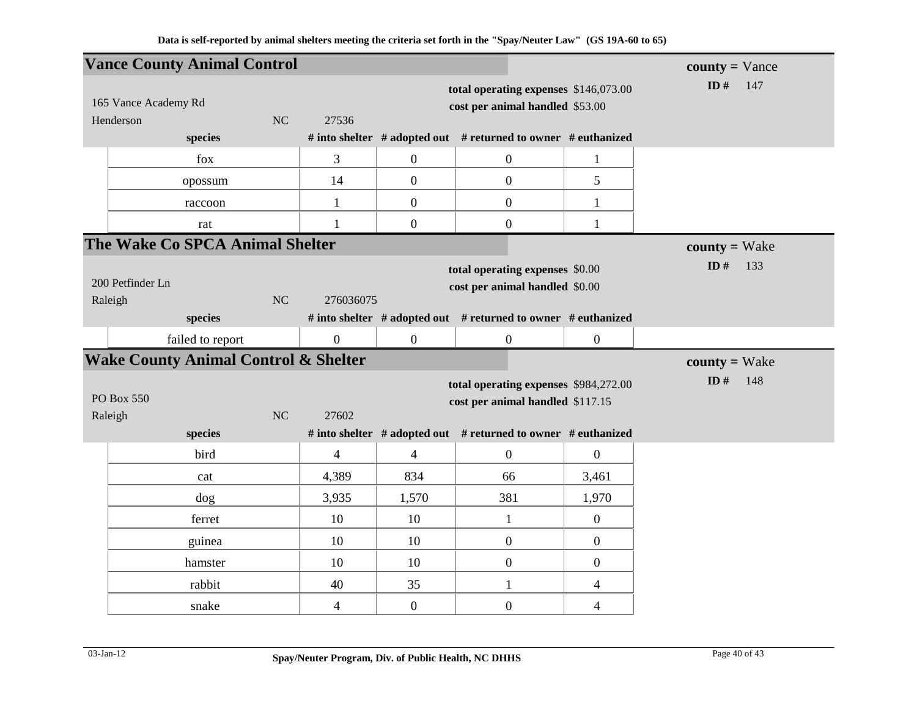Data is self-reported by animal shelters meeting the criteria set forth in the "Spay/Neuter Law" (GS 19A-60 to 65)

## Vance County Animal Control

**county =** Vance
**ID #** 147

165 Vance Academy Rd
Henderson NC 27536

**total operating expenses** $146,073.00
**cost per animal handled** $53.00

| species | # into shelter | # adopted out | # returned to owner | # euthanized |
|---|---|---|---|---|
| fox | 3 | 0 | 0 | 1 |
| opossum | 14 | 0 | 0 | 5 |
| raccoon | 1 | 0 | 0 | 1 |
| rat | 1 | 0 | 0 | 1 |

## The Wake Co SPCA Animal Shelter

**county =** Wake
**ID #** 133

200 Petfinder Ln
Raleigh NC 276036075

**total operating expenses** $0.00
**cost per animal handled** $0.00

| species | # into shelter | # adopted out | # returned to owner | # euthanized |
|---|---|---|---|---|
| failed to report | 0 | 0 | 0 | 0 |

## Wake County Animal Control & Shelter

**county =** Wake
**ID #** 148

PO Box 550
Raleigh NC 27602

**total operating expenses** $984,272.00
**cost per animal handled** $117.15

| species | # into shelter | # adopted out | # returned to owner | # euthanized |
|---|---|---|---|---|
| bird | 4 | 4 | 0 | 0 |
| cat | 4,389 | 834 | 66 | 3,461 |
| dog | 3,935 | 1,570 | 381 | 1,970 |
| ferret | 10 | 10 | 1 | 0 |
| guinea | 10 | 10 | 0 | 0 |
| hamster | 10 | 10 | 0 | 0 |
| rabbit | 40 | 35 | 1 | 4 |
| snake | 4 | 0 | 0 | 4 |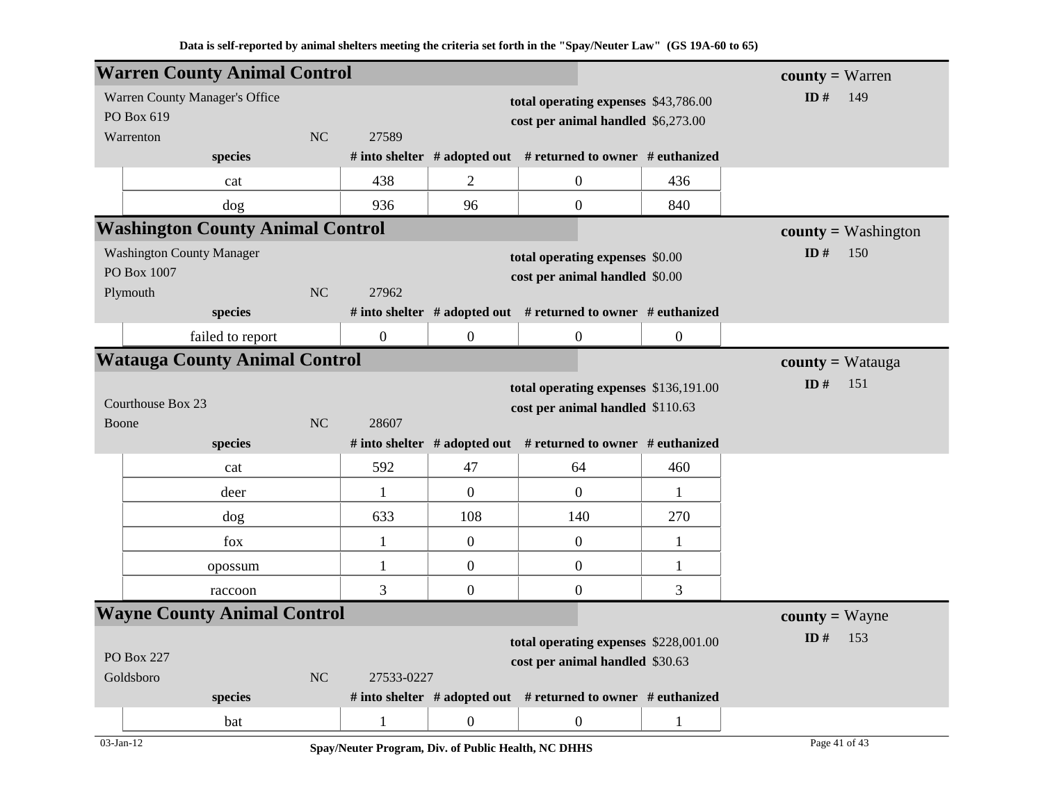**Data is self-reported by animal shelters meeting the criteria set forth in the "Spay/Neuter Law" (GS 19A-60 to 65)**

## Warren County Animal Control

**county =** Warren
**ID #** 149

Warren County Manager's Office
PO Box 619
Warrenton NC 27589

**total operating expenses** $43,786.00
**cost per animal handled** $6,273.00

| species | # into shelter | # adopted out | # returned to owner | # euthanized |
|---|---|---|---|---|
| cat | 438 | 2 | 0 | 436 |
| dog | 936 | 96 | 0 | 840 |

## Washington County Animal Control

**county =** Washington
**ID #** 150

Washington County Manager
PO Box 1007
Plymouth NC 27962

**total operating expenses** $0.00
**cost per animal handled** $0.00

| species | # into shelter | # adopted out | # returned to owner | # euthanized |
|---|---|---|---|---|
| failed to report | 0 | 0 | 0 | 0 |

## Watauga County Animal Control

**county =** Watauga
**ID #** 151

Courthouse Box 23
Boone NC 28607

**total operating expenses** $136,191.00
**cost per animal handled** $110.63

| species | # into shelter | # adopted out | # returned to owner | # euthanized |
|---|---|---|---|---|
| cat | 592 | 47 | 64 | 460 |
| deer | 1 | 0 | 0 | 1 |
| dog | 633 | 108 | 140 | 270 |
| fox | 1 | 0 | 0 | 1 |
| opossum | 1 | 0 | 0 | 1 |
| raccoon | 3 | 0 | 0 | 3 |

## Wayne County Animal Control

**county =** Wayne
**ID #** 153

PO Box 227
Goldsboro NC 27533-0227

**total operating expenses** $228,001.00
**cost per animal handled** $30.63

| species | # into shelter | # adopted out | # returned to owner | # euthanized |
|---|---|---|---|---|
| bat | 1 | 0 | 0 | 1 |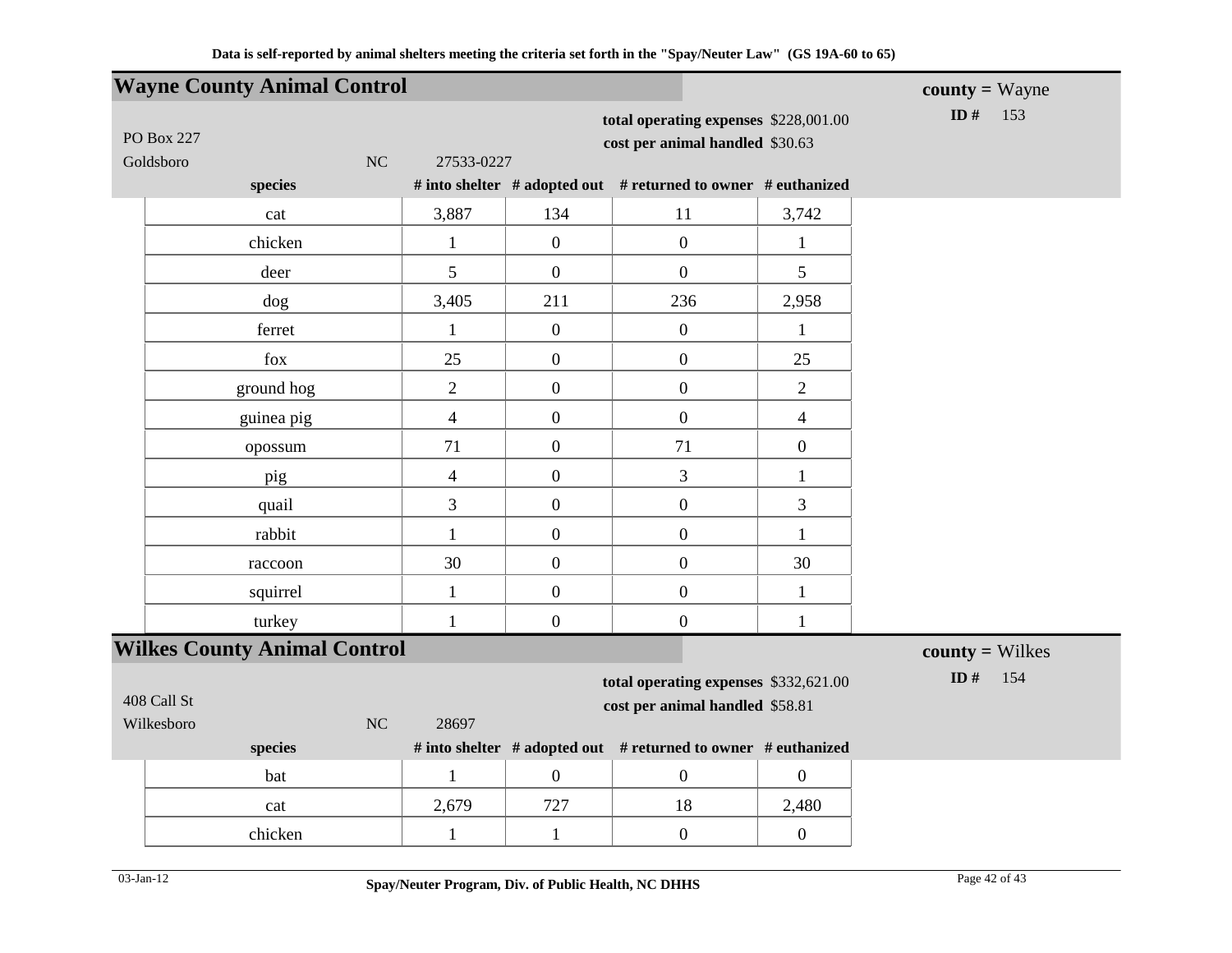Data is self-reported by animal shelters meeting the criteria set forth in the "Spay/Neuter Law" (GS 19A-60 to 65)

## Wayne County Animal Control

**county =** Wayne

**ID #** 153

PO Box 227
Goldsboro NC 27533-0227

**total operating expenses** $228,001.00
**cost per animal handled** $30.63

| species | # into shelter | # adopted out | # returned to owner | # euthanized |
|---|---|---|---|---|
| cat | 3,887 | 134 | 11 | 3,742 |
| chicken | 1 | 0 | 0 | 1 |
| deer | 5 | 0 | 0 | 5 |
| dog | 3,405 | 211 | 236 | 2,958 |
| ferret | 1 | 0 | 0 | 1 |
| fox | 25 | 0 | 0 | 25 |
| ground hog | 2 | 0 | 0 | 2 |
| guinea pig | 4 | 0 | 0 | 4 |
| opossum | 71 | 0 | 71 | 0 |
| pig | 4 | 0 | 3 | 1 |
| quail | 3 | 0 | 0 | 3 |
| rabbit | 1 | 0 | 0 | 1 |
| raccoon | 30 | 0 | 0 | 30 |
| squirrel | 1 | 0 | 0 | 1 |
| turkey | 1 | 0 | 0 | 1 |

## Wilkes County Animal Control

**county =** Wilkes

**ID #** 154

408 Call St
Wilkesboro NC 28697

**total operating expenses** $332,621.00
**cost per animal handled** $58.81

| species | # into shelter | # adopted out | # returned to owner | # euthanized |
|---|---|---|---|---|
| bat | 1 | 0 | 0 | 0 |
| cat | 2,679 | 727 | 18 | 2,480 |
| chicken | 1 | 1 | 0 | 0 |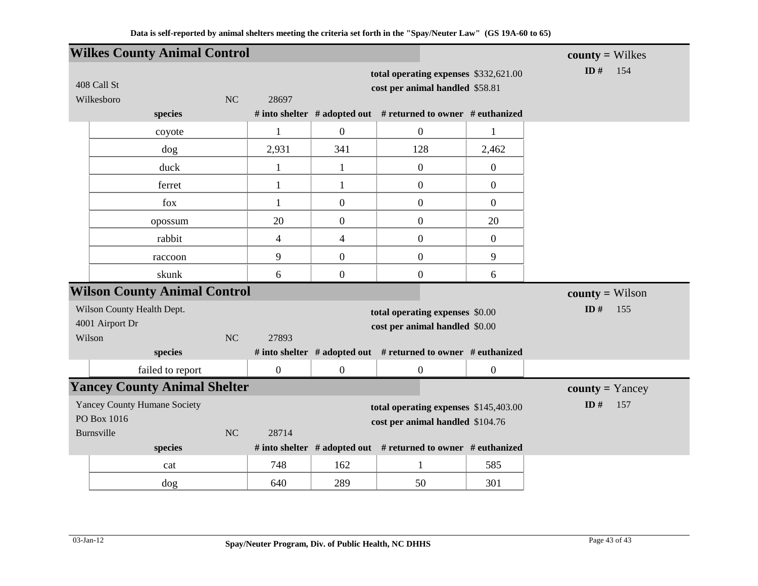Data is self-reported by animal shelters meeting the criteria set forth in the "Spay/Neuter Law" (GS 19A-60 to 65)

## Wilkes County Animal Control

**county =** Wilkes
**ID #** 154

408 Call St
Wilkesboro NC 28697

**total operating expenses** $332,621.00
**cost per animal handled** $58.81

| species | # into shelter | # adopted out | # returned to owner | # euthanized |
|---|---|---|---|---|
| coyote | 1 | 0 | 0 | 1 |
| dog | 2,931 | 341 | 128 | 2,462 |
| duck | 1 | 1 | 0 | 0 |
| ferret | 1 | 1 | 0 | 0 |
| fox | 1 | 0 | 0 | 0 |
| opossum | 20 | 0 | 0 | 20 |
| rabbit | 4 | 4 | 0 | 0 |
| raccoon | 9 | 0 | 0 | 9 |
| skunk | 6 | 0 | 0 | 6 |

## Wilson County Animal Control

**county =** Wilson
**ID #** 155

Wilson County Health Dept.
4001 Airport Dr
Wilson NC 27893

**total operating expenses** $0.00
**cost per animal handled** $0.00

| species | # into shelter | # adopted out | # returned to owner | # euthanized |
|---|---|---|---|---|
| failed to report | 0 | 0 | 0 | 0 |

## Yancey County Animal Shelter

**county =** Yancey
**ID #** 157

Yancey County Humane Society
PO Box 1016
Burnsville NC 28714

**total operating expenses** $145,403.00
**cost per animal handled** $104.76

| species | # into shelter | # adopted out | # returned to owner | # euthanized |
|---|---|---|---|---|
| cat | 748 | 162 | 1 | 585 |
| dog | 640 | 289 | 50 | 301 |

03-Jan-12 Spay/Neuter Program, Div. of Public Health, NC DHHS